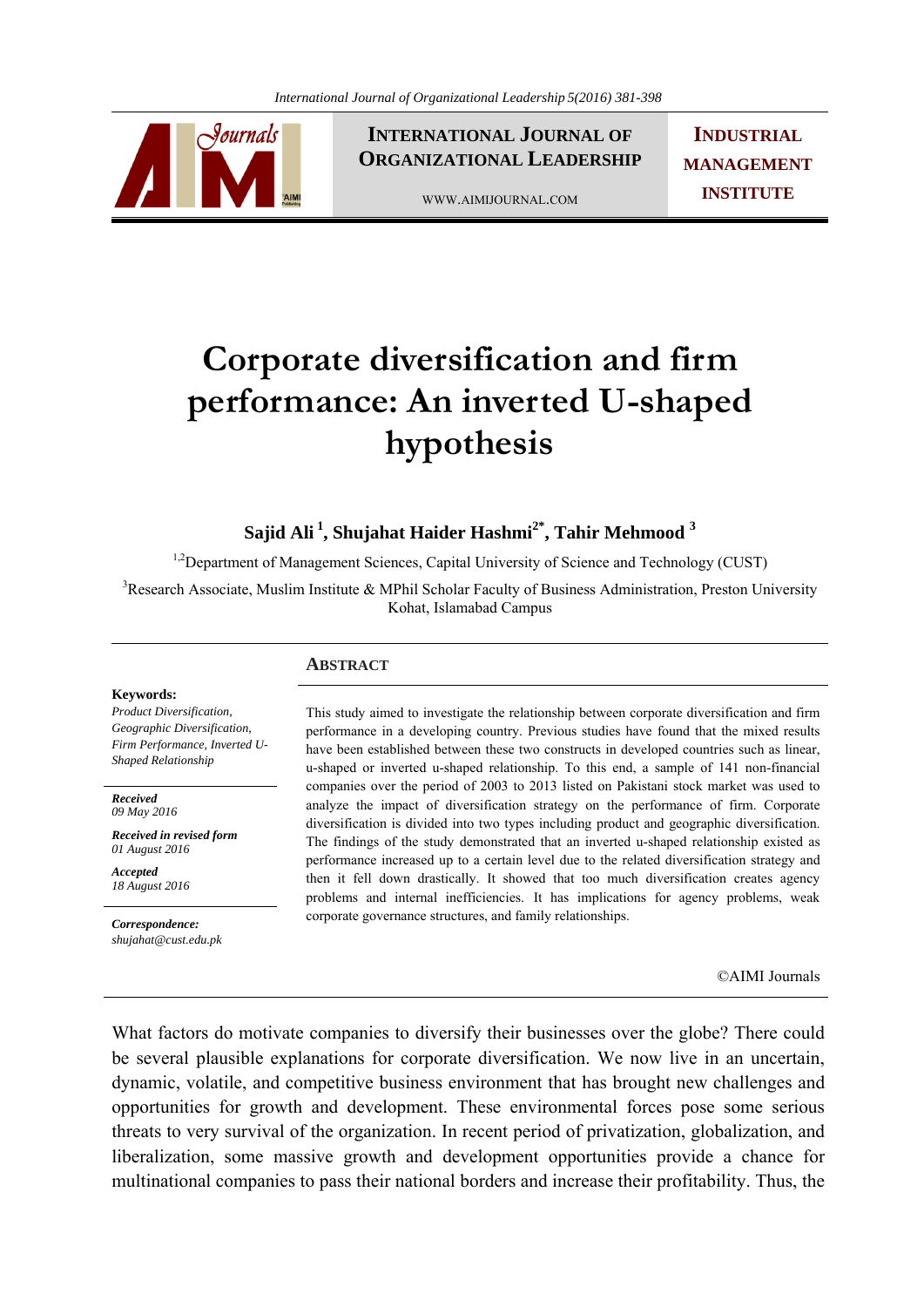# Corporate diversification and firm performance: An inverted U-shaped hypothesis

**Sajid Ali [1], Shujahat Haider Hashmi [2*], Tahir Mehmood [3]**

[1,2]Department of Management Sciences, Capital University of Science and Technology (CUST)

[3]Research Associate, Muslim Institute & MPhil Scholar Faculty of Business Administration, Preston University Kohat, Islamabad Campus

**Keywords:**
*Product Diversification, Geographic Diversification, Firm Performance, Inverted U-Shaped Relationship*

***Received***
*09 May 2016*

***Received in revised form***
*01 August 2016*

***Accepted***
*18 August 2016*

***Correspondence:***
*shujahat@cust.edu.pk*

## Abstract

This study aimed to investigate the relationship between corporate diversification and firm performance in a developing country. Previous studies have found that the mixed results have been established between these two constructs in developed countries such as linear, u-shaped or inverted u-shaped relationship. To this end, a sample of 141 non-financial companies over the period of 2003 to 2013 listed on Pakistani stock market was used to analyze the impact of diversification strategy on the performance of firm. Corporate diversification is divided into two types including product and geographic diversification. The findings of the study demonstrated that an inverted u-shaped relationship existed as performance increased up to a certain level due to the related diversification strategy and then it fell down drastically. It showed that too much diversification creates agency problems and internal inefficiencies. It has implications for agency problems, weak corporate governance structures, and family relationships.

©AIMI Journals

What factors do motivate companies to diversify their businesses over the globe? There could be several plausible explanations for corporate diversification. We now live in an uncertain, dynamic, volatile, and competitive business environment that has brought new challenges and opportunities for growth and development. These environmental forces pose some serious threats to very survival of the organization. In recent period of privatization, globalization, and liberalization, some massive growth and development opportunities provide a chance for multinational companies to pass their national borders and increase their profitability. Thus, the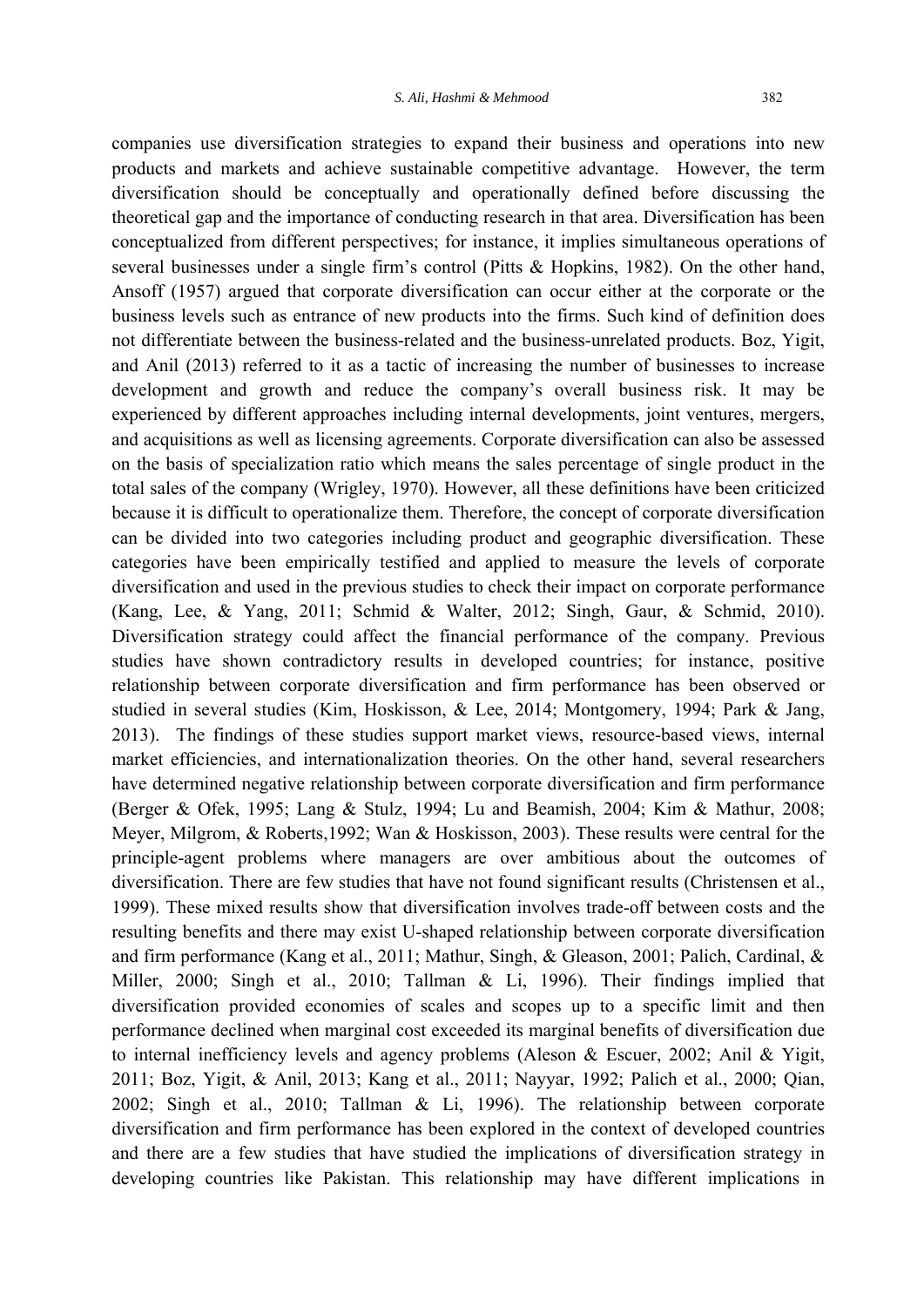companies use diversification strategies to expand their business and operations into new products and markets and achieve sustainable competitive advantage. However, the term diversification should be conceptually and operationally defined before discussing the theoretical gap and the importance of conducting research in that area. Diversification has been conceptualized from different perspectives; for instance, it implies simultaneous operations of several businesses under a single firm's control (Pitts & Hopkins, 1982). On the other hand, Ansoff (1957) argued that corporate diversification can occur either at the corporate or the business levels such as entrance of new products into the firms. Such kind of definition does not differentiate between the business-related and the business-unrelated products. Boz, Yigit, and Anil (2013) referred to it as a tactic of increasing the number of businesses to increase development and growth and reduce the company's overall business risk. It may be experienced by different approaches including internal developments, joint ventures, mergers, and acquisitions as well as licensing agreements. Corporate diversification can also be assessed on the basis of specialization ratio which means the sales percentage of single product in the total sales of the company (Wrigley, 1970). However, all these definitions have been criticized because it is difficult to operationalize them. Therefore, the concept of corporate diversification can be divided into two categories including product and geographic diversification. These categories have been empirically testified and applied to measure the levels of corporate diversification and used in the previous studies to check their impact on corporate performance (Kang, Lee, & Yang, 2011; Schmid & Walter, 2012; Singh, Gaur, & Schmid, 2010). Diversification strategy could affect the financial performance of the company. Previous studies have shown contradictory results in developed countries; for instance, positive relationship between corporate diversification and firm performance has been observed or studied in several studies (Kim, Hoskisson, & Lee, 2014; Montgomery, 1994; Park & Jang, 2013). The findings of these studies support market views, resource-based views, internal market efficiencies, and internationalization theories. On the other hand, several researchers have determined negative relationship between corporate diversification and firm performance (Berger & Ofek, 1995; Lang & Stulz, 1994; Lu and Beamish, 2004; Kim & Mathur, 2008; Meyer, Milgrom, & Roberts,1992; Wan & Hoskisson, 2003). These results were central for the principle-agent problems where managers are over ambitious about the outcomes of diversification. There are few studies that have not found significant results (Christensen et al., 1999). These mixed results show that diversification involves trade-off between costs and the resulting benefits and there may exist U-shaped relationship between corporate diversification and firm performance (Kang et al., 2011; Mathur, Singh, & Gleason, 2001; Palich, Cardinal, & Miller, 2000; Singh et al., 2010; Tallman & Li, 1996). Their findings implied that diversification provided economies of scales and scopes up to a specific limit and then performance declined when marginal cost exceeded its marginal benefits of diversification due to internal inefficiency levels and agency problems (Aleson & Escuer, 2002; Anil & Yigit, 2011; Boz, Yigit, & Anil, 2013; Kang et al., 2011; Nayyar, 1992; Palich et al., 2000; Qian, 2002; Singh et al., 2010; Tallman & Li, 1996). The relationship between corporate diversification and firm performance has been explored in the context of developed countries and there are a few studies that have studied the implications of diversification strategy in developing countries like Pakistan. This relationship may have different implications in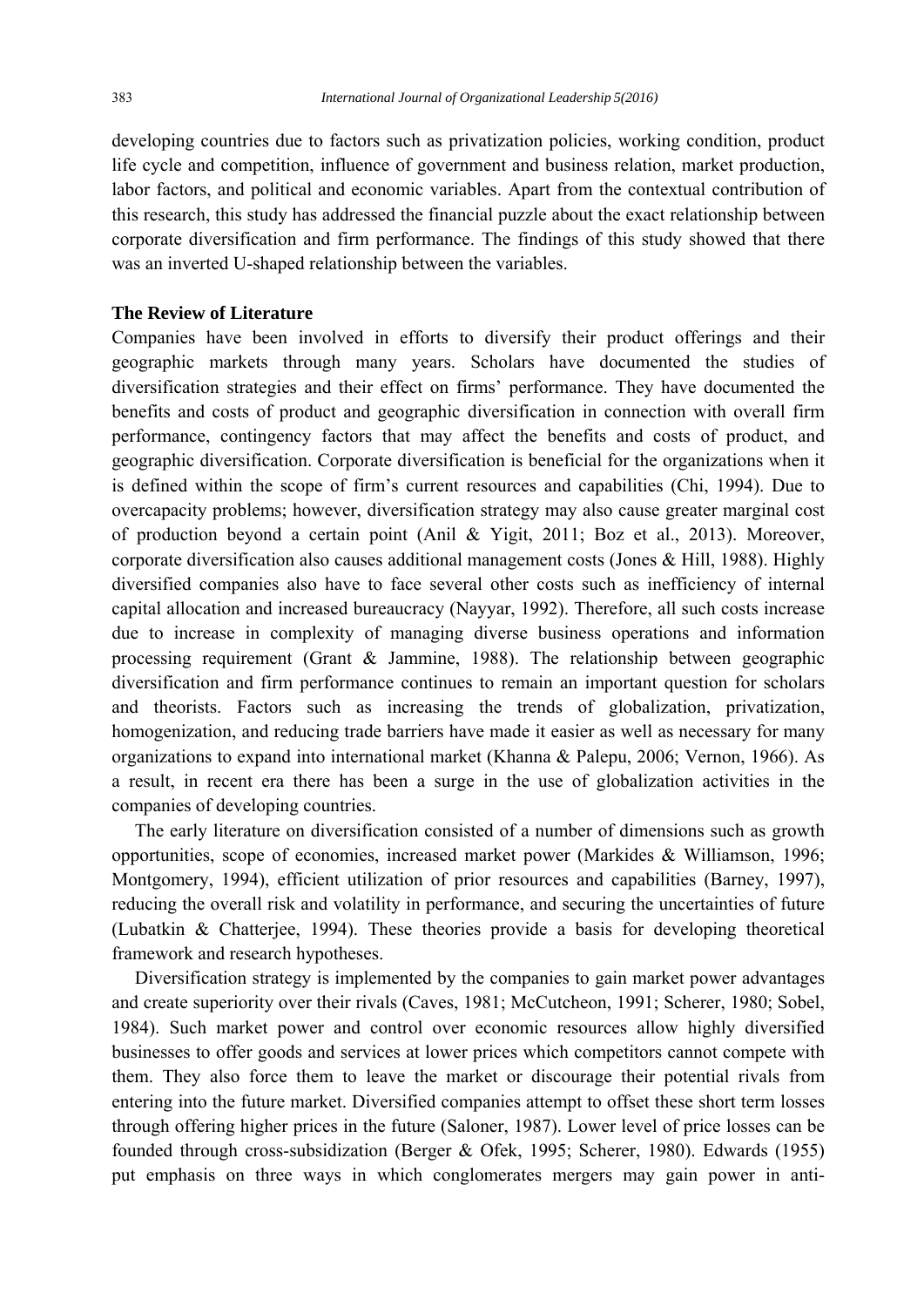developing countries due to factors such as privatization policies, working condition, product life cycle and competition, influence of government and business relation, market production, labor factors, and political and economic variables. Apart from the contextual contribution of this research, this study has addressed the financial puzzle about the exact relationship between corporate diversification and firm performance. The findings of this study showed that there was an inverted U-shaped relationship between the variables.

**The Review of Literature**

Companies have been involved in efforts to diversify their product offerings and their geographic markets through many years. Scholars have documented the studies of diversification strategies and their effect on firms' performance. They have documented the benefits and costs of product and geographic diversification in connection with overall firm performance, contingency factors that may affect the benefits and costs of product, and geographic diversification. Corporate diversification is beneficial for the organizations when it is defined within the scope of firm's current resources and capabilities (Chi, 1994). Due to overcapacity problems; however, diversification strategy may also cause greater marginal cost of production beyond a certain point (Anil & Yigit, 2011; Boz et al., 2013). Moreover, corporate diversification also causes additional management costs (Jones & Hill, 1988). Highly diversified companies also have to face several other costs such as inefficiency of internal capital allocation and increased bureaucracy (Nayyar, 1992). Therefore, all such costs increase due to increase in complexity of managing diverse business operations and information processing requirement (Grant & Jammine, 1988). The relationship between geographic diversification and firm performance continues to remain an important question for scholars and theorists. Factors such as increasing the trends of globalization, privatization, homogenization, and reducing trade barriers have made it easier as well as necessary for many organizations to expand into international market (Khanna & Palepu, 2006; Vernon, 1966). As a result, in recent era there has been a surge in the use of globalization activities in the companies of developing countries.

The early literature on diversification consisted of a number of dimensions such as growth opportunities, scope of economies, increased market power (Markides & Williamson, 1996; Montgomery, 1994), efficient utilization of prior resources and capabilities (Barney, 1997), reducing the overall risk and volatility in performance, and securing the uncertainties of future (Lubatkin & Chatterjee, 1994). These theories provide a basis for developing theoretical framework and research hypotheses.

Diversification strategy is implemented by the companies to gain market power advantages and create superiority over their rivals (Caves, 1981; McCutcheon, 1991; Scherer, 1980; Sobel, 1984). Such market power and control over economic resources allow highly diversified businesses to offer goods and services at lower prices which competitors cannot compete with them. They also force them to leave the market or discourage their potential rivals from entering into the future market. Diversified companies attempt to offset these short term losses through offering higher prices in the future (Saloner, 1987). Lower level of price losses can be founded through cross-subsidization (Berger & Ofek, 1995; Scherer, 1980). Edwards (1955) put emphasis on three ways in which conglomerates mergers may gain power in anti-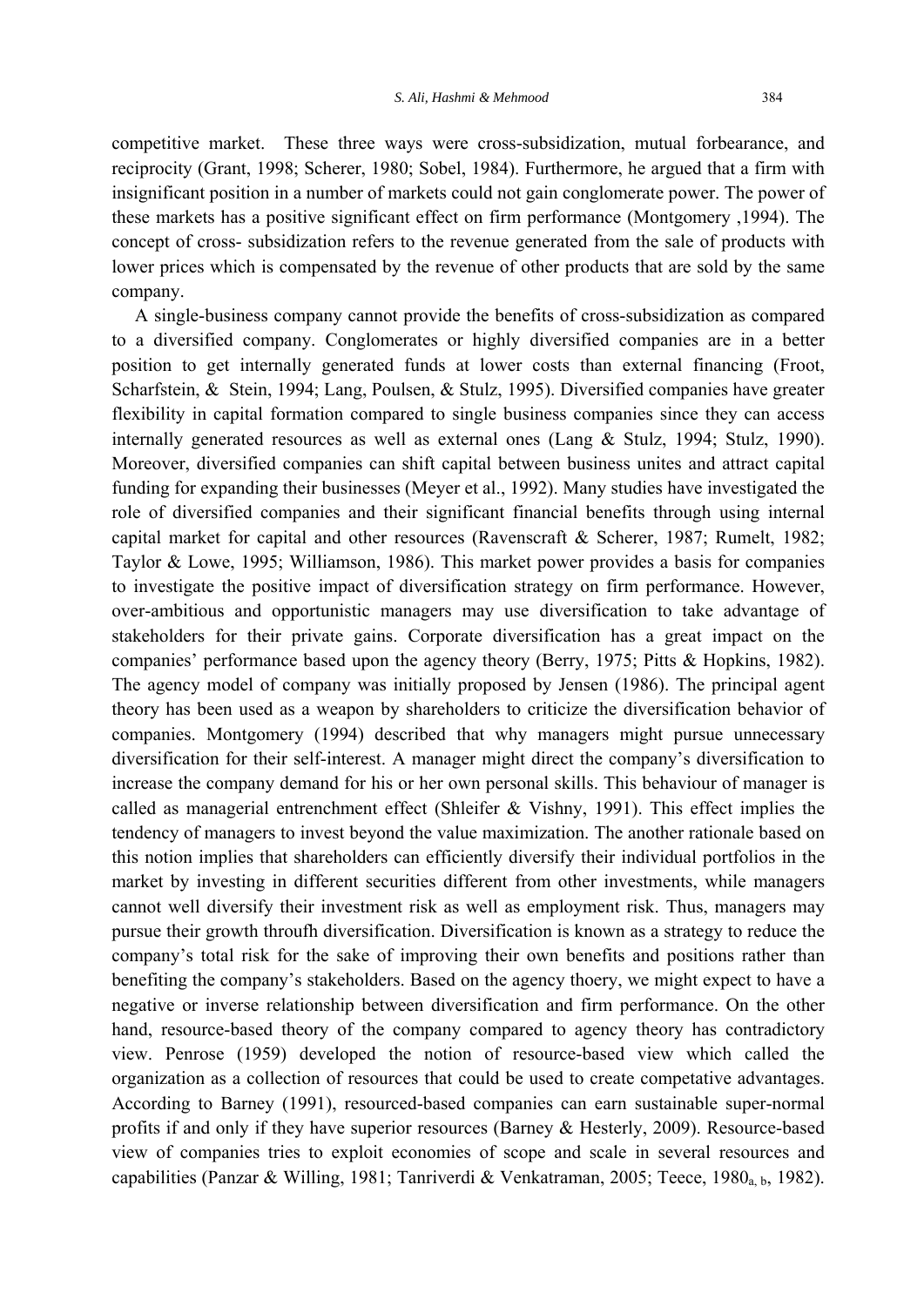competitive market. These three ways were cross-subsidization, mutual forbearance, and reciprocity (Grant, 1998; Scherer, 1980; Sobel, 1984). Furthermore, he argued that a firm with insignificant position in a number of markets could not gain conglomerate power. The power of these markets has a positive significant effect on firm performance (Montgomery ,1994). The concept of cross- subsidization refers to the revenue generated from the sale of products with lower prices which is compensated by the revenue of other products that are sold by the same company.

A single-business company cannot provide the benefits of cross-subsidization as compared to a diversified company. Conglomerates or highly diversified companies are in a better position to get internally generated funds at lower costs than external financing (Froot, Scharfstein, & Stein, 1994; Lang, Poulsen, & Stulz, 1995). Diversified companies have greater flexibility in capital formation compared to single business companies since they can access internally generated resources as well as external ones (Lang & Stulz, 1994; Stulz, 1990). Moreover, diversified companies can shift capital between business unites and attract capital funding for expanding their businesses (Meyer et al., 1992). Many studies have investigated the role of diversified companies and their significant financial benefits through using internal capital market for capital and other resources (Ravenscraft & Scherer, 1987; Rumelt, 1982; Taylor & Lowe, 1995; Williamson, 1986). This market power provides a basis for companies to investigate the positive impact of diversification strategy on firm performance. However, over-ambitious and opportunistic managers may use diversification to take advantage of stakeholders for their private gains. Corporate diversification has a great impact on the companies' performance based upon the agency theory (Berry, 1975; Pitts & Hopkins, 1982). The agency model of company was initially proposed by Jensen (1986). The principal agent theory has been used as a weapon by shareholders to criticize the diversification behavior of companies. Montgomery (1994) described that why managers might pursue unnecessary diversification for their self-interest. A manager might direct the company's diversification to increase the company demand for his or her own personal skills. This behaviour of manager is called as managerial entrenchment effect (Shleifer & Vishny, 1991). This effect implies the tendency of managers to invest beyond the value maximization. The another rationale based on this notion implies that shareholders can efficiently diversify their individual portfolios in the market by investing in different securities different from other investments, while managers cannot well diversify their investment risk as well as employment risk. Thus, managers may pursue their growth throufh diversification. Diversification is known as a strategy to reduce the company's total risk for the sake of improving their own benefits and positions rather than benefiting the company's stakeholders. Based on the agency thoery, we might expect to have a negative or inverse relationship between diversification and firm performance. On the other hand, resource-based theory of the company compared to agency theory has contradictory view. Penrose (1959) developed the notion of resource-based view which called the organization as a collection of resources that could be used to create competative advantages. According to Barney (1991), resourced-based companies can earn sustainable super-normal profits if and only if they have superior resources (Barney & Hesterly, 2009). Resource-based view of companies tries to exploit economies of scope and scale in several resources and capabilities (Panzar & Willing, 1981; Tanriverdi & Venkatraman, 2005; Teece, 1980$_{a,\,b}$, 1982).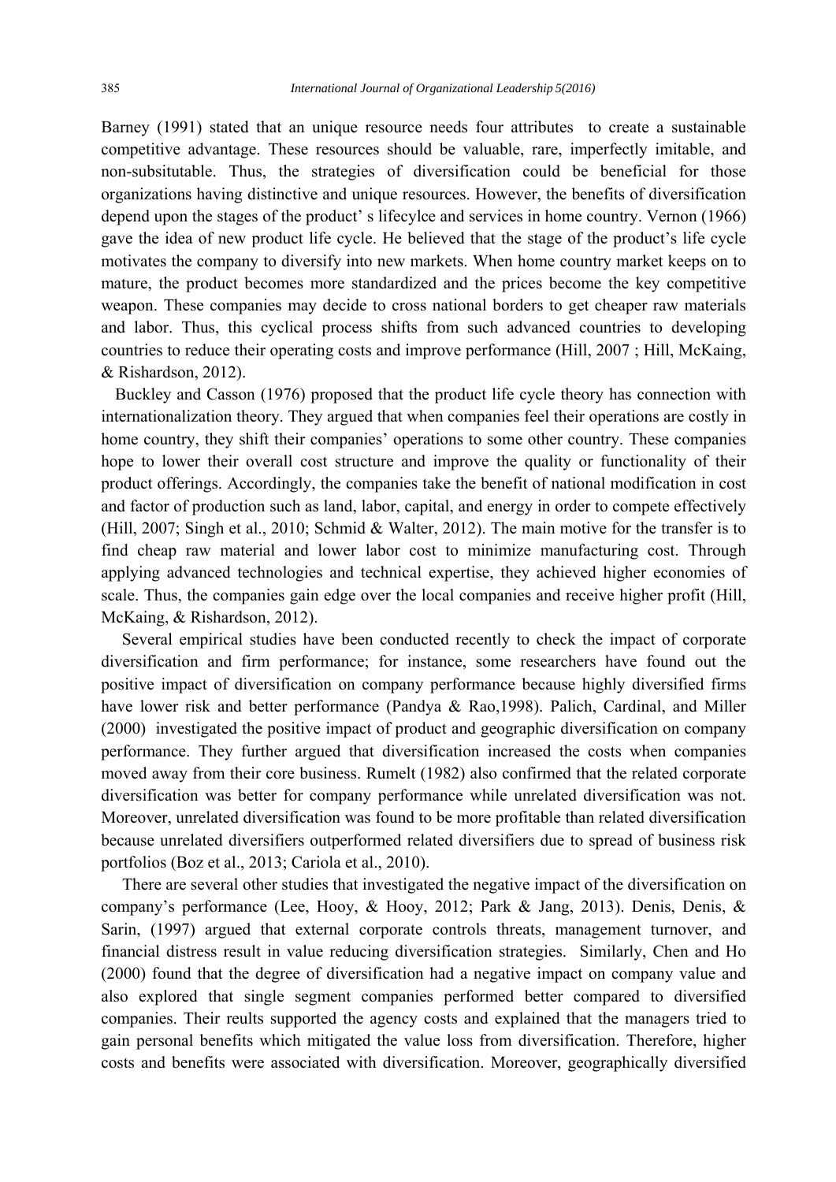Barney (1991) stated that an unique resource needs four attributes to create a sustainable competitive advantage. These resources should be valuable, rare, imperfectly imitable, and non-subsitutable. Thus, the strategies of diversification could be beneficial for those organizations having distinctive and unique resources. However, the benefits of diversification depend upon the stages of the product' s lifecylce and services in home country. Vernon (1966) gave the idea of new product life cycle. He believed that the stage of the product's life cycle motivates the company to diversify into new markets. When home country market keeps on to mature, the product becomes more standardized and the prices become the key competitive weapon. These companies may decide to cross national borders to get cheaper raw materials and labor. Thus, this cyclical process shifts from such advanced countries to developing countries to reduce their operating costs and improve performance (Hill, 2007 ; Hill, McKaing, & Rishardson, 2012).

Buckley and Casson (1976) proposed that the product life cycle theory has connection with internationalization theory. They argued that when companies feel their operations are costly in home country, they shift their companies' operations to some other country. These companies hope to lower their overall cost structure and improve the quality or functionality of their product offerings. Accordingly, the companies take the benefit of national modification in cost and factor of production such as land, labor, capital, and energy in order to compete effectively (Hill, 2007; Singh et al., 2010; Schmid & Walter, 2012). The main motive for the transfer is to find cheap raw material and lower labor cost to minimize manufacturing cost. Through applying advanced technologies and technical expertise, they achieved higher economies of scale. Thus, the companies gain edge over the local companies and receive higher profit (Hill, McKaing, & Rishardson, 2012).

Several empirical studies have been conducted recently to check the impact of corporate diversification and firm performance; for instance, some researchers have found out the positive impact of diversification on company performance because highly diversified firms have lower risk and better performance (Pandya & Rao,1998). Palich, Cardinal, and Miller (2000) investigated the positive impact of product and geographic diversification on company performance. They further argued that diversification increased the costs when companies moved away from their core business. Rumelt (1982) also confirmed that the related corporate diversification was better for company performance while unrelated diversification was not. Moreover, unrelated diversification was found to be more profitable than related diversification because unrelated diversifiers outperformed related diversifiers due to spread of business risk portfolios (Boz et al., 2013; Cariola et al., 2010).

There are several other studies that investigated the negative impact of the diversification on company's performance (Lee, Hooy, & Hooy, 2012; Park & Jang, 2013). Denis, Denis, & Sarin, (1997) argued that external corporate controls threats, management turnover, and financial distress result in value reducing diversification strategies. Similarly, Chen and Ho (2000) found that the degree of diversification had a negative impact on company value and also explored that single segment companies performed better compared to diversified companies. Their reults supported the agency costs and explained that the managers tried to gain personal benefits which mitigated the value loss from diversification. Therefore, higher costs and benefits were associated with diversification. Moreover, geographically diversified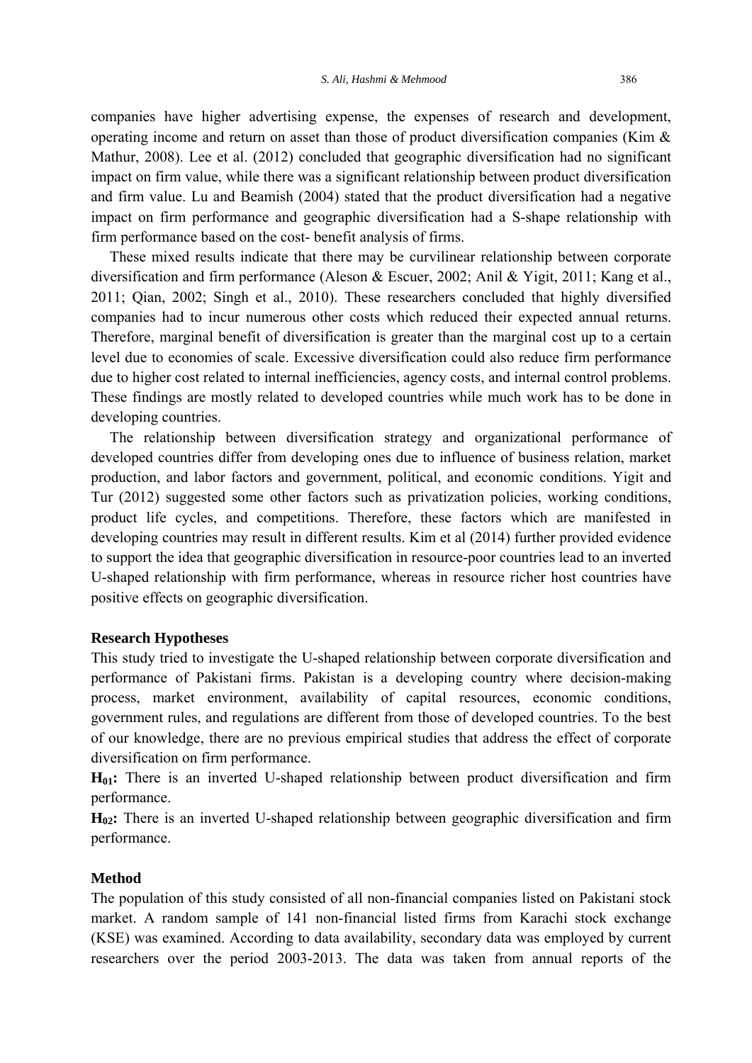companies have higher advertising expense, the expenses of research and development, operating income and return on asset than those of product diversification companies (Kim & Mathur, 2008). Lee et al. (2012) concluded that geographic diversification had no significant impact on firm value, while there was a significant relationship between product diversification and firm value. Lu and Beamish (2004) stated that the product diversification had a negative impact on firm performance and geographic diversification had a S-shape relationship with firm performance based on the cost- benefit analysis of firms.

These mixed results indicate that there may be curvilinear relationship between corporate diversification and firm performance (Aleson & Escuer, 2002; Anil & Yigit, 2011; Kang et al., 2011; Qian, 2002; Singh et al., 2010). These researchers concluded that highly diversified companies had to incur numerous other costs which reduced their expected annual returns. Therefore, marginal benefit of diversification is greater than the marginal cost up to a certain level due to economies of scale. Excessive diversification could also reduce firm performance due to higher cost related to internal inefficiencies, agency costs, and internal control problems. These findings are mostly related to developed countries while much work has to be done in developing countries.

The relationship between diversification strategy and organizational performance of developed countries differ from developing ones due to influence of business relation, market production, and labor factors and government, political, and economic conditions. Yigit and Tur (2012) suggested some other factors such as privatization policies, working conditions, product life cycles, and competitions. Therefore, these factors which are manifested in developing countries may result in different results. Kim et al (2014) further provided evidence to support the idea that geographic diversification in resource-poor countries lead to an inverted U-shaped relationship with firm performance, whereas in resource richer host countries have positive effects on geographic diversification.

### Research Hypotheses

This study tried to investigate the U-shaped relationship between corporate diversification and performance of Pakistani firms. Pakistan is a developing country where decision-making process, market environment, availability of capital resources, economic conditions, government rules, and regulations are different from those of developed countries. To the best of our knowledge, there are no previous empirical studies that address the effect of corporate diversification on firm performance.

**$H_{01}$:** There is an inverted U-shaped relationship between product diversification and firm performance.

**$H_{02}$:** There is an inverted U-shaped relationship between geographic diversification and firm performance.

### Method

The population of this study consisted of all non-financial companies listed on Pakistani stock market. A random sample of 141 non-financial listed firms from Karachi stock exchange (KSE) was examined. According to data availability, secondary data was employed by current researchers over the period 2003-2013. The data was taken from annual reports of the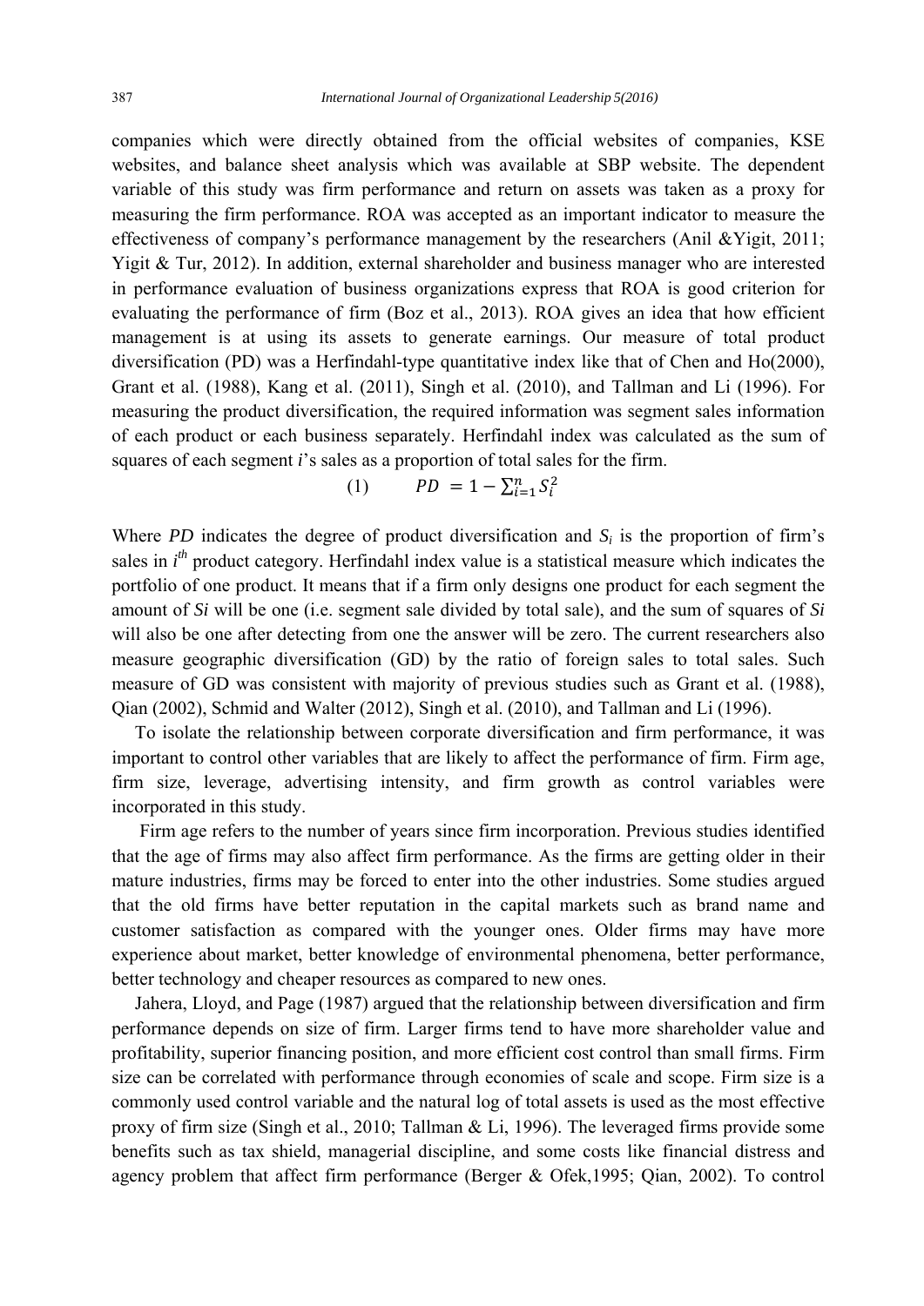companies which were directly obtained from the official websites of companies, KSE websites, and balance sheet analysis which was available at SBP website. The dependent variable of this study was firm performance and return on assets was taken as a proxy for measuring the firm performance. ROA was accepted as an important indicator to measure the effectiveness of company's performance management by the researchers (Anil &Yigit, 2011; Yigit & Tur, 2012). In addition, external shareholder and business manager who are interested in performance evaluation of business organizations express that ROA is good criterion for evaluating the performance of firm (Boz et al., 2013). ROA gives an idea that how efficient management is at using its assets to generate earnings. Our measure of total product diversification (PD) was a Herfindahl-type quantitative index like that of Chen and Ho(2000), Grant et al. (1988), Kang et al. (2011), Singh et al. (2010), and Tallman and Li (1996). For measuring the product diversification, the required information was segment sales information of each product or each business separately. Herfindahl index was calculated as the sum of squares of each segment *i*'s sales as a proportion of total sales for the firm.

$$(1) \qquad PD = 1 - \sum_{i=1}^{n} S_i^2$$

Where *PD* indicates the degree of product diversification and $S_i$ is the proportion of firm's sales in $i^{th}$ product category. Herfindahl index value is a statistical measure which indicates the portfolio of one product. It means that if a firm only designs one product for each segment the amount of $Si$ will be one (i.e. segment sale divided by total sale), and the sum of squares of $Si$ will also be one after detecting from one the answer will be zero. The current researchers also measure geographic diversification (GD) by the ratio of foreign sales to total sales. Such measure of GD was consistent with majority of previous studies such as Grant et al. (1988), Qian (2002), Schmid and Walter (2012), Singh et al. (2010), and Tallman and Li (1996).

To isolate the relationship between corporate diversification and firm performance, it was important to control other variables that are likely to affect the performance of firm. Firm age, firm size, leverage, advertising intensity, and firm growth as control variables were incorporated in this study.

Firm age refers to the number of years since firm incorporation. Previous studies identified that the age of firms may also affect firm performance. As the firms are getting older in their mature industries, firms may be forced to enter into the other industries. Some studies argued that the old firms have better reputation in the capital markets such as brand name and customer satisfaction as compared with the younger ones. Older firms may have more experience about market, better knowledge of environmental phenomena, better performance, better technology and cheaper resources as compared to new ones.

Jahera, Lloyd, and Page (1987) argued that the relationship between diversification and firm performance depends on size of firm. Larger firms tend to have more shareholder value and profitability, superior financing position, and more efficient cost control than small firms. Firm size can be correlated with performance through economies of scale and scope. Firm size is a commonly used control variable and the natural log of total assets is used as the most effective proxy of firm size (Singh et al., 2010; Tallman & Li, 1996). The leveraged firms provide some benefits such as tax shield, managerial discipline, and some costs like financial distress and agency problem that affect firm performance (Berger & Ofek,1995; Qian, 2002). To control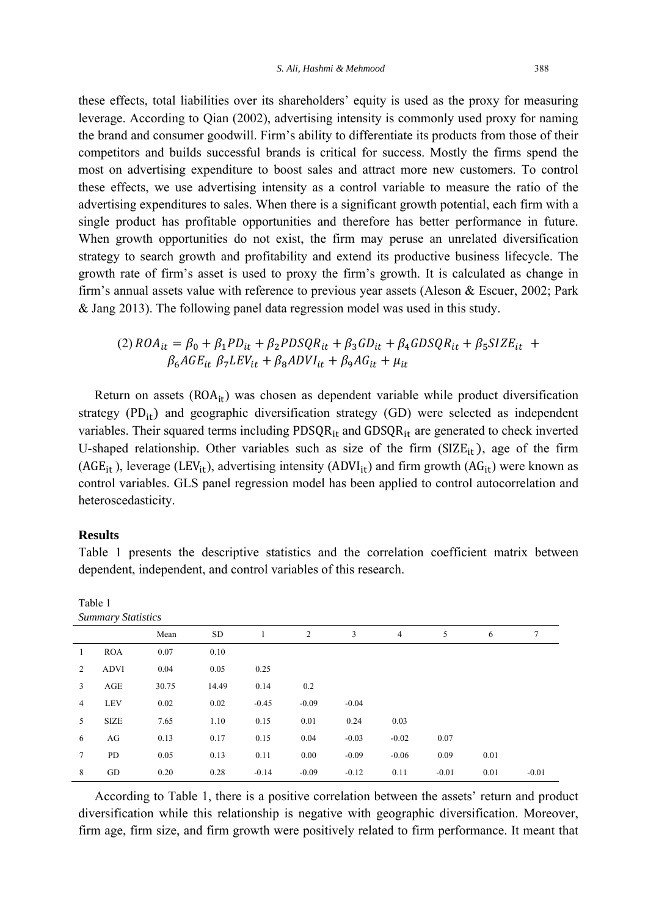these effects, total liabilities over its shareholders' equity is used as the proxy for measuring leverage. According to Qian (2002), advertising intensity is commonly used proxy for naming the brand and consumer goodwill. Firm's ability to differentiate its products from those of their competitors and builds successful brands is critical for success. Mostly the firms spend the most on advertising expenditure to boost sales and attract more new customers. To control these effects, we use advertising intensity as a control variable to measure the ratio of the advertising expenditures to sales. When there is a significant growth potential, each firm with a single product has profitable opportunities and therefore has better performance in future. When growth opportunities do not exist, the firm may peruse an unrelated diversification strategy to search growth and profitability and extend its productive business lifecycle. The growth rate of firm's asset is used to proxy the firm's growth. It is calculated as change in firm's annual assets value with reference to previous year assets (Aleson & Escuer, 2002; Park & Jang 2013). The following panel data regression model was used in this study.

$$(2)\ ROA_{it} = \beta_0 + \beta_1 PD_{it} + \beta_2 PDSQR_{it} + \beta_3 GD_{it} + \beta_4 GDSQR_{it} + \beta_5 SIZE_{it} + \beta_6 AGE_{it}\ \beta_7 LEV_{it} + \beta_8 ADVI_{it} + \beta_9 AG_{it} + \mu_{it}$$

Return on assets ($ROA_{it}$) was chosen as dependent variable while product diversification strategy ($PD_{it}$) and geographic diversification strategy (GD) were selected as independent variables. Their squared terms including $PDSQR_{it}$ and $GDSQR_{it}$ are generated to check inverted U-shaped relationship. Other variables such as size of the firm ($SIZE_{it}$), age of the firm ($AGE_{it}$), leverage ($LEV_{it}$), advertising intensity ($ADVI_{it}$) and firm growth ($AG_{it}$) were known as control variables. GLS panel regression model has been applied to control autocorrelation and heteroscedasticity.

## Results

Table 1 presents the descriptive statistics and the correlation coefficient matrix between dependent, independent, and control variables of this research.

Table 1
*Summary Statistics*

| | | Mean | SD | 1 | 2 | 3 | 4 | 5 | 6 | 7 |
|---|---|---|---|---|---|---|---|---|---|---|
| 1 | ROA | 0.07 | 0.10 | | | | | | | |
| 2 | ADVI | 0.04 | 0.05 | 0.25 | | | | | | |
| 3 | AGE | 30.75 | 14.49 | 0.14 | 0.2 | | | | | |
| 4 | LEV | 0.02 | 0.02 | -0.45 | -0.09 | -0.04 | | | | |
| 5 | SIZE | 7.65 | 1.10 | 0.15 | 0.01 | 0.24 | 0.03 | | | |
| 6 | AG | 0.13 | 0.17 | 0.15 | 0.04 | -0.03 | -0.02 | 0.07 | | |
| 7 | PD | 0.05 | 0.13 | 0.11 | 0.00 | -0.09 | -0.06 | 0.09 | 0.01 | |
| 8 | GD | 0.20 | 0.28 | -0.14 | -0.09 | -0.12 | 0.11 | -0.01 | 0.01 | -0.01 |

According to Table 1, there is a positive correlation between the assets' return and product diversification while this relationship is negative with geographic diversification. Moreover, firm age, firm size, and firm growth were positively related to firm performance. It meant that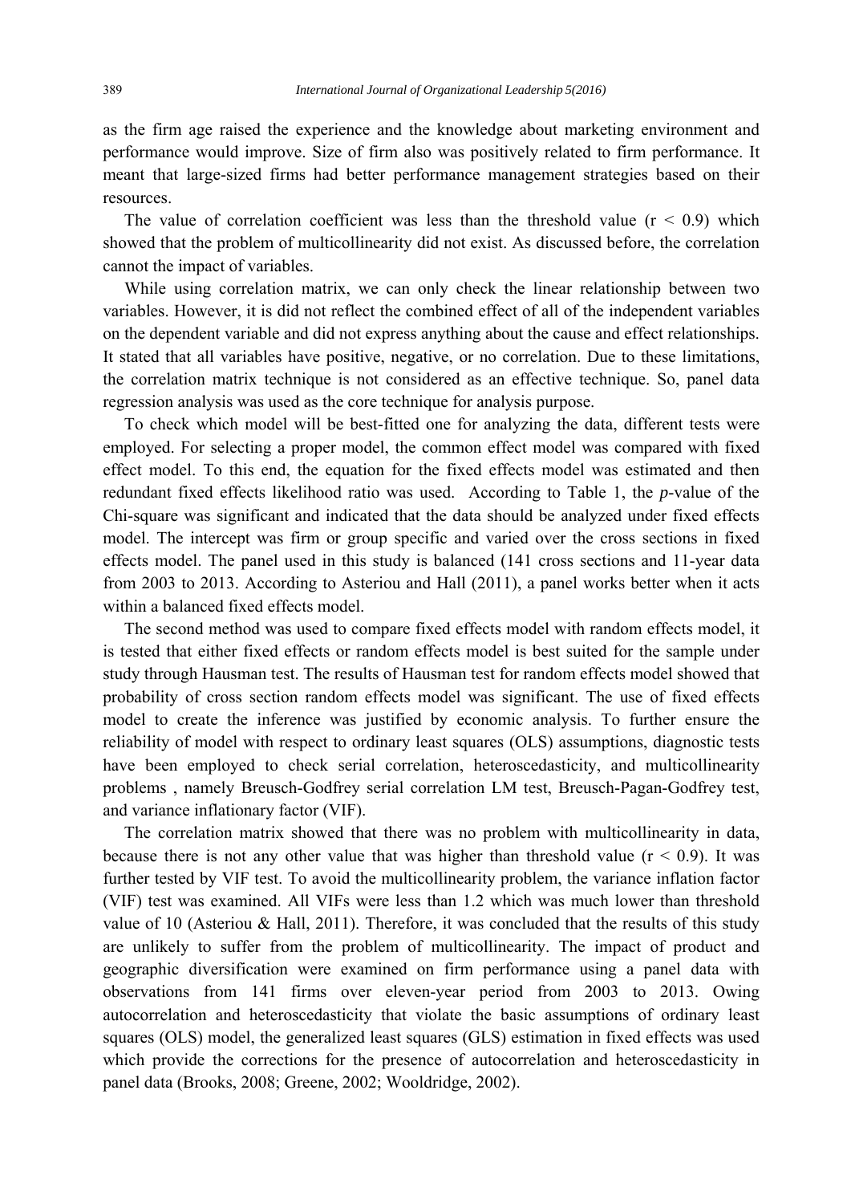as the firm age raised the experience and the knowledge about marketing environment and performance would improve. Size of firm also was positively related to firm performance. It meant that large-sized firms had better performance management strategies based on their resources.

The value of correlation coefficient was less than the threshold value ($r < 0.9$) which showed that the problem of multicollinearity did not exist. As discussed before, the correlation cannot the impact of variables.

While using correlation matrix, we can only check the linear relationship between two variables. However, it is did not reflect the combined effect of all of the independent variables on the dependent variable and did not express anything about the cause and effect relationships. It stated that all variables have positive, negative, or no correlation. Due to these limitations, the correlation matrix technique is not considered as an effective technique. So, panel data regression analysis was used as the core technique for analysis purpose.

To check which model will be best-fitted one for analyzing the data, different tests were employed. For selecting a proper model, the common effect model was compared with fixed effect model. To this end, the equation for the fixed effects model was estimated and then redundant fixed effects likelihood ratio was used. According to Table 1, the *p*-value of the Chi-square was significant and indicated that the data should be analyzed under fixed effects model. The intercept was firm or group specific and varied over the cross sections in fixed effects model. The panel used in this study is balanced (141 cross sections and 11-year data from 2003 to 2013. According to Asteriou and Hall (2011), a panel works better when it acts within a balanced fixed effects model.

The second method was used to compare fixed effects model with random effects model, it is tested that either fixed effects or random effects model is best suited for the sample under study through Hausman test. The results of Hausman test for random effects model showed that probability of cross section random effects model was significant. The use of fixed effects model to create the inference was justified by economic analysis. To further ensure the reliability of model with respect to ordinary least squares (OLS) assumptions, diagnostic tests have been employed to check serial correlation, heteroscedasticity, and multicollinearity problems , namely Breusch-Godfrey serial correlation LM test, Breusch-Pagan-Godfrey test, and variance inflationary factor (VIF).

The correlation matrix showed that there was no problem with multicollinearity in data, because there is not any other value that was higher than threshold value ($r < 0.9$). It was further tested by VIF test. To avoid the multicollinearity problem, the variance inflation factor (VIF) test was examined. All VIFs were less than 1.2 which was much lower than threshold value of 10 (Asteriou & Hall, 2011). Therefore, it was concluded that the results of this study are unlikely to suffer from the problem of multicollinearity. The impact of product and geographic diversification were examined on firm performance using a panel data with observations from 141 firms over eleven-year period from 2003 to 2013. Owing autocorrelation and heteroscedasticity that violate the basic assumptions of ordinary least squares (OLS) model, the generalized least squares (GLS) estimation in fixed effects was used which provide the corrections for the presence of autocorrelation and heteroscedasticity in panel data (Brooks, 2008; Greene, 2002; Wooldridge, 2002).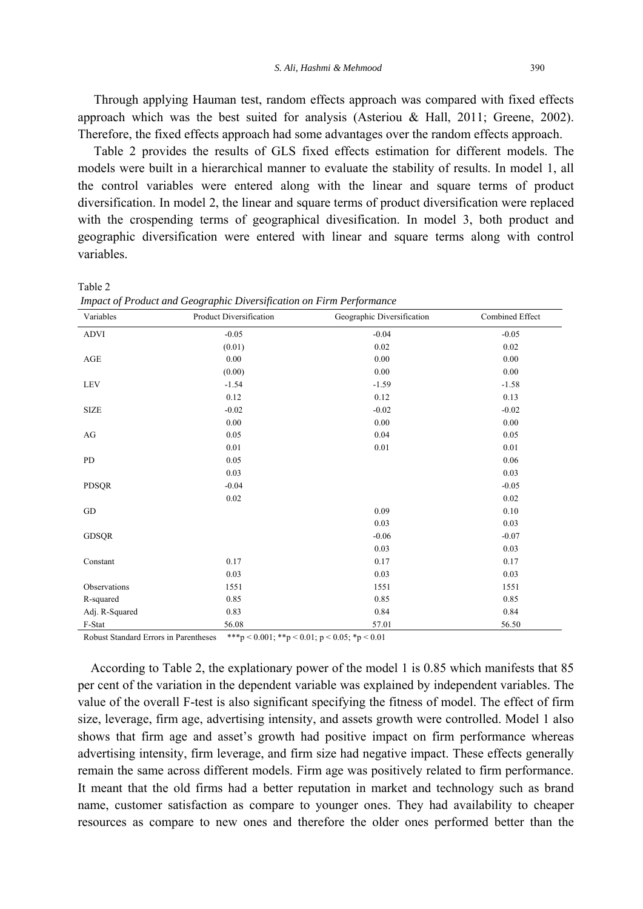Through applying Hauman test, random effects approach was compared with fixed effects approach which was the best suited for analysis (Asteriou & Hall, 2011; Greene, 2002). Therefore, the fixed effects approach had some advantages over the random effects approach.

Table 2 provides the results of GLS fixed effects estimation for different models. The models were built in a hierarchical manner to evaluate the stability of results. In model 1, all the control variables were entered along with the linear and square terms of product diversification. In model 2, the linear and square terms of product diversification were replaced with the crospending terms of geographical divesification. In model 3, both product and geographic diversification were entered with linear and square terms along with control variables.

Table 2
*Impact of Product and Geographic Diversification on Firm Performance*

| Variables | Product Diversification | Geographic Diversification | Combined Effect |
|---|---|---|---|
| ADVI | -0.05 | -0.04 | -0.05 |
| | (0.01) | 0.02 | 0.02 |
| AGE | 0.00 | 0.00 | 0.00 |
| | (0.00) | 0.00 | 0.00 |
| LEV | -1.54 | -1.59 | -1.58 |
| | 0.12 | 0.12 | 0.13 |
| SIZE | -0.02 | -0.02 | -0.02 |
| | 0.00 | 0.00 | 0.00 |
| AG | 0.05 | 0.04 | 0.05 |
| | 0.01 | 0.01 | 0.01 |
| PD | 0.05 | | 0.06 |
| | 0.03 | | 0.03 |
| PDSQR | -0.04 | | -0.05 |
| | 0.02 | | 0.02 |
| GD | | 0.09 | 0.10 |
| | | 0.03 | 0.03 |
| GDSQR | | -0.06 | -0.07 |
| | | 0.03 | 0.03 |
| Constant | 0.17 | 0.17 | 0.17 |
| | 0.03 | 0.03 | 0.03 |
| Observations | 1551 | 1551 | 1551 |
| R-squared | 0.85 | 0.85 | 0.85 |
| Adj. R-Squared | 0.83 | 0.84 | 0.84 |
| F-Stat | 56.08 | 57.01 | 56.50 |

Robust Standard Errors in Parentheses ***p < 0.001; **p < 0.01; p < 0.05; *p < 0.01

According to Table 2, the explatory power of the model 1 is 0.85 which manifests that 85 per cent of the variation in the dependent variable was explained by independent variables. The value of the overall F-test is also significant specifying the fitness of model. The effect of firm size, leverage, firm age, advertising intensity, and assets growth were controlled. Model 1 also shows that firm age and asset's growth had positive impact on firm performance whereas advertising intensity, firm leverage, and firm size had negative impact. These effects generally remain the same across different models. Firm age was positively related to firm performance. It meant that the old firms had a better reputation in market and technology such as brand name, customer satisfaction as compare to younger ones. They had availability to cheaper resources as compare to new ones and therefore the older ones performed better than the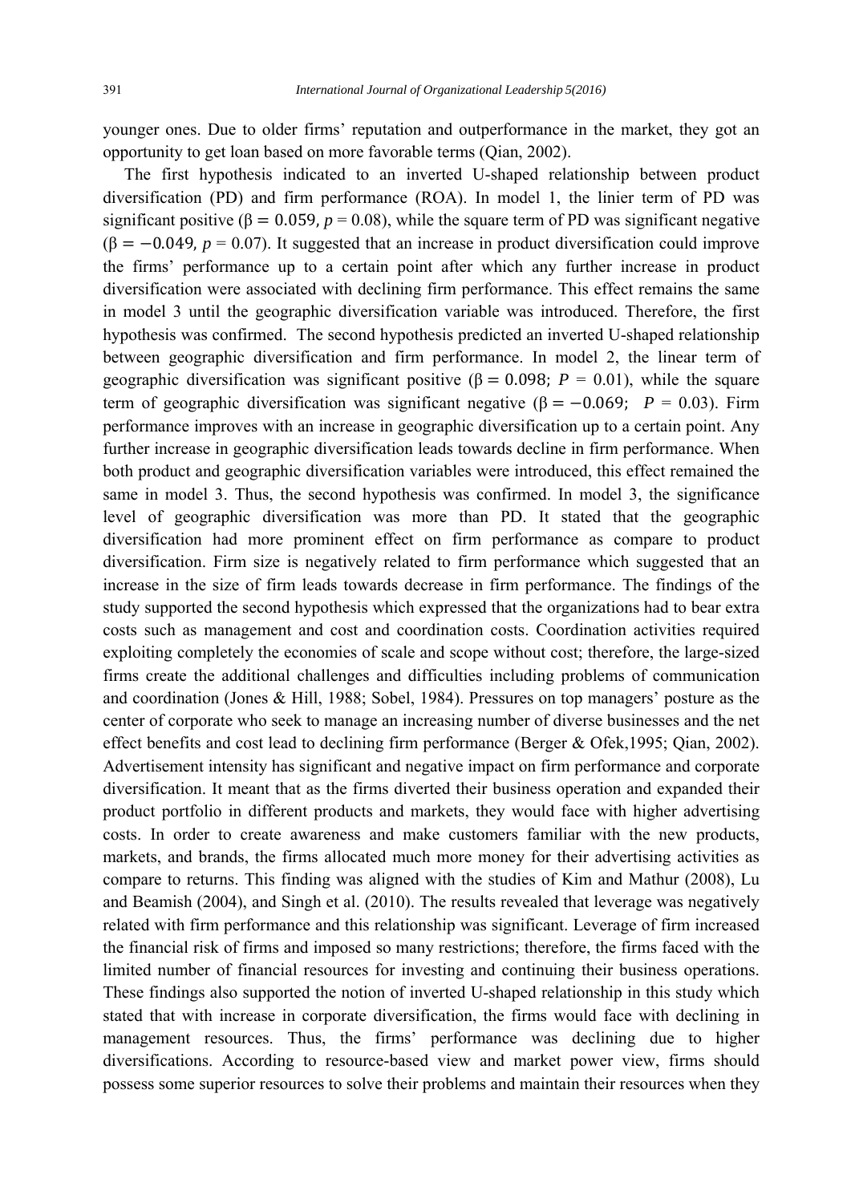younger ones. Due to older firms' reputation and outperformance in the market, they got an opportunity to get loan based on more favorable terms (Qian, 2002).

The first hypothesis indicated to an inverted U-shaped relationship between product diversification (PD) and firm performance (ROA). In model 1, the linier term of PD was significant positive ($\beta = 0.059$, $p = 0.08$), while the square term of PD was significant negative ($\beta = -0.049$, $p = 0.07$). It suggested that an increase in product diversification could improve the firms' performance up to a certain point after which any further increase in product diversification were associated with declining firm performance. This effect remains the same in model 3 until the geographic diversification variable was introduced. Therefore, the first hypothesis was confirmed. The second hypothesis predicted an inverted U-shaped relationship between geographic diversification and firm performance. In model 2, the linear term of geographic diversification was significant positive ($\beta = 0.098$; $P = 0.01$), while the square term of geographic diversification was significant negative ($\beta = -0.069$; $P = 0.03$). Firm performance improves with an increase in geographic diversification up to a certain point. Any further increase in geographic diversification leads towards decline in firm performance. When both product and geographic diversification variables were introduced, this effect remained the same in model 3. Thus, the second hypothesis was confirmed. In model 3, the significance level of geographic diversification was more than PD. It stated that the geographic diversification had more prominent effect on firm performance as compare to product diversification. Firm size is negatively related to firm performance which suggested that an increase in the size of firm leads towards decrease in firm performance. The findings of the study supported the second hypothesis which expressed that the organizations had to bear extra costs such as management and cost and coordination costs. Coordination activities required exploiting completely the economies of scale and scope without cost; therefore, the large-sized firms create the additional challenges and difficulties including problems of communication and coordination (Jones & Hill, 1988; Sobel, 1984). Pressures on top managers' posture as the center of corporate who seek to manage an increasing number of diverse businesses and the net effect benefits and cost lead to declining firm performance (Berger & Ofek,1995; Qian, 2002). Advertisement intensity has significant and negative impact on firm performance and corporate diversification. It meant that as the firms diverted their business operation and expanded their product portfolio in different products and markets, they would face with higher advertising costs. In order to create awareness and make customers familiar with the new products, markets, and brands, the firms allocated much more money for their advertising activities as compare to returns. This finding was aligned with the studies of Kim and Mathur (2008), Lu and Beamish (2004), and Singh et al. (2010). The results revealed that leverage was negatively related with firm performance and this relationship was significant. Leverage of firm increased the financial risk of firms and imposed so many restrictions; therefore, the firms faced with the limited number of financial resources for investing and continuing their business operations. These findings also supported the notion of inverted U-shaped relationship in this study which stated that with increase in corporate diversification, the firms would face with declining in management resources. Thus, the firms' performance was declining due to higher diversifications. According to resource-based view and market power view, firms should possess some superior resources to solve their problems and maintain their resources when they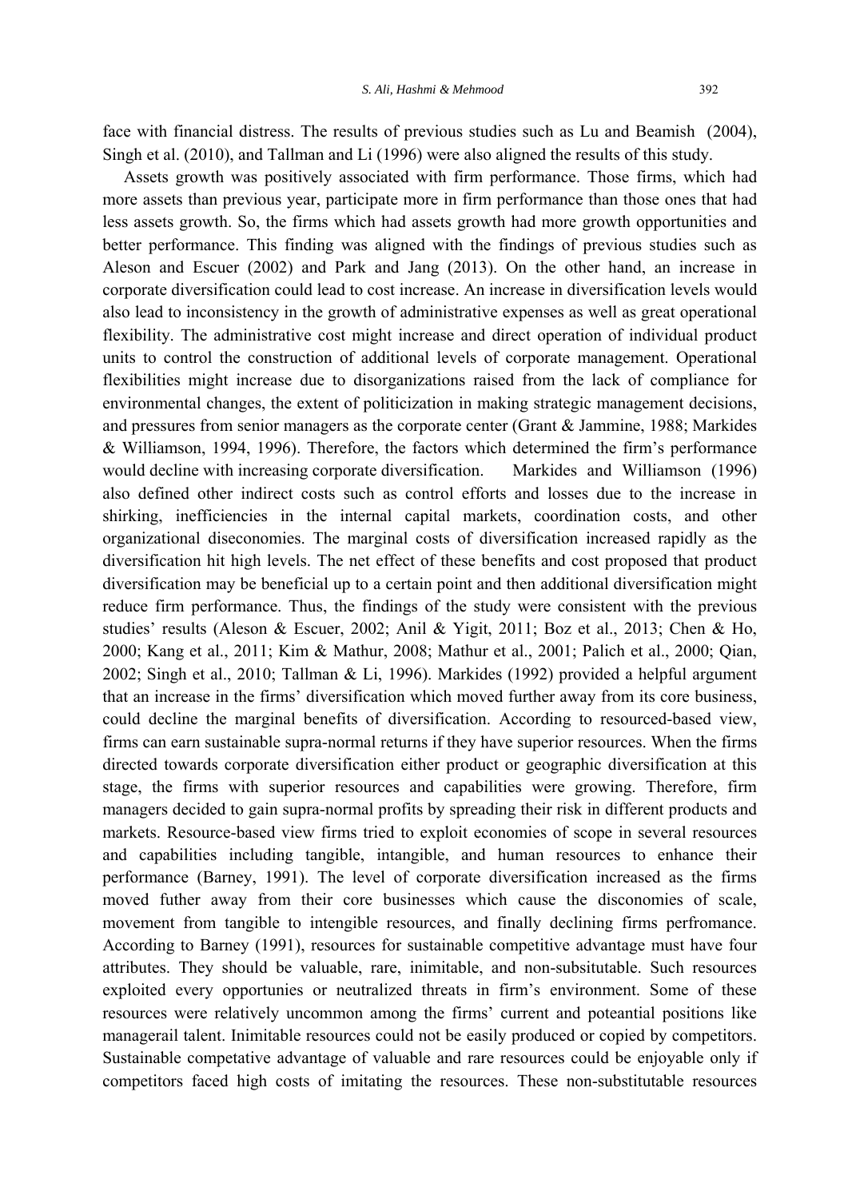face with financial distress. The results of previous studies such as Lu and Beamish (2004), Singh et al. (2010), and Tallman and Li (1996) were also aligned the results of this study.

Assets growth was positively associated with firm performance. Those firms, which had more assets than previous year, participate more in firm performance than those ones that had less assets growth. So, the firms which had assets growth had more growth opportunities and better performance. This finding was aligned with the findings of previous studies such as Aleson and Escuer (2002) and Park and Jang (2013). On the other hand, an increase in corporate diversification could lead to cost increase. An increase in diversification levels would also lead to inconsistency in the growth of administrative expenses as well as great operational flexibility. The administrative cost might increase and direct operation of individual product units to control the construction of additional levels of corporate management. Operational flexibilities might increase due to disorganizations raised from the lack of compliance for environmental changes, the extent of politicization in making strategic management decisions, and pressures from senior managers as the corporate center (Grant & Jammine, 1988; Markides & Williamson, 1994, 1996). Therefore, the factors which determined the firm's performance would decline with increasing corporate diversification. Markides and Williamson (1996) also defined other indirect costs such as control efforts and losses due to the increase in shirking, inefficiencies in the internal capital markets, coordination costs, and other organizational diseconomies. The marginal costs of diversification increased rapidly as the diversification hit high levels. The net effect of these benefits and cost proposed that product diversification may be beneficial up to a certain point and then additional diversification might reduce firm performance. Thus, the findings of the study were consistent with the previous studies' results (Aleson & Escuer, 2002; Anil & Yigit, 2011; Boz et al., 2013; Chen & Ho, 2000; Kang et al., 2011; Kim & Mathur, 2008; Mathur et al., 2001; Palich et al., 2000; Qian, 2002; Singh et al., 2010; Tallman & Li, 1996). Markides (1992) provided a helpful argument that an increase in the firms' diversification which moved further away from its core business, could decline the marginal benefits of diversification. According to resourced-based view, firms can earn sustainable supra-normal returns if they have superior resources. When the firms directed towards corporate diversification either product or geographic diversification at this stage, the firms with superior resources and capabilities were growing. Therefore, firm managers decided to gain supra-normal profits by spreading their risk in different products and markets. Resource-based view firms tried to exploit economies of scope in several resources and capabilities including tangible, intangible, and human resources to enhance their performance (Barney, 1991). The level of corporate diversification increased as the firms moved futher away from their core businesses which cause the disconomies of scale, movement from tangible to intengible resources, and finally declining firms perfromance. According to Barney (1991), resources for sustainable competitive advantage must have four attributes. They should be valuable, rare, inimitable, and non-subsitutable. Such resources exploited every opportunies or neutralized threats in firm's environment. Some of these resources were relatively uncommon among the firms' current and poteantial positions like managerail talent. Inimitable resources could not be easily produced or copied by competitors. Sustainable competative advantage of valuable and rare resources could be enjoyable only if competitors faced high costs of imitating the resources. These non-substitutable resources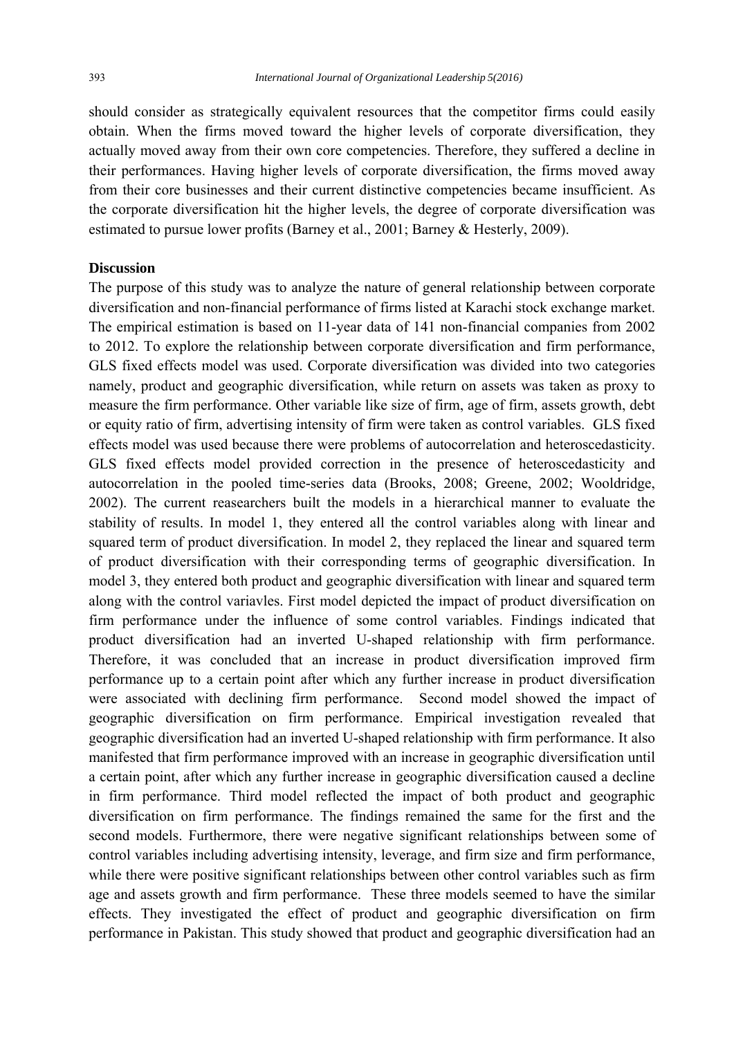should consider as strategically equivalent resources that the competitor firms could easily obtain. When the firms moved toward the higher levels of corporate diversification, they actually moved away from their own core competencies. Therefore, they suffered a decline in their performances. Having higher levels of corporate diversification, the firms moved away from their core businesses and their current distinctive competencies became insufficient. As the corporate diversification hit the higher levels, the degree of corporate diversification was estimated to pursue lower profits (Barney et al., 2001; Barney & Hesterly, 2009).

**Discussion**

The purpose of this study was to analyze the nature of general relationship between corporate diversification and non-financial performance of firms listed at Karachi stock exchange market. The empirical estimation is based on 11-year data of 141 non-financial companies from 2002 to 2012. To explore the relationship between corporate diversification and firm performance, GLS fixed effects model was used. Corporate diversification was divided into two categories namely, product and geographic diversification, while return on assets was taken as proxy to measure the firm performance. Other variable like size of firm, age of firm, assets growth, debt or equity ratio of firm, advertising intensity of firm were taken as control variables. GLS fixed effects model was used because there were problems of autocorrelation and heteroscedasticity. GLS fixed effects model provided correction in the presence of heteroscedasticity and autocorrelation in the pooled time-series data (Brooks, 2008; Greene, 2002; Wooldridge, 2002). The current reasearchers built the models in a hierarchical manner to evaluate the stability of results. In model 1, they entered all the control variables along with linear and squared term of product diversification. In model 2, they replaced the linear and squared term of product diversification with their corresponding terms of geographic diversification. In model 3, they entered both product and geographic diversification with linear and squared term along with the control variavles. First model depicted the impact of product diversification on firm performance under the influence of some control variables. Findings indicated that product diversification had an inverted U-shaped relationship with firm performance. Therefore, it was concluded that an increase in product diversification improved firm performance up to a certain point after which any further increase in product diversification were associated with declining firm performance. Second model showed the impact of geographic diversification on firm performance. Empirical investigation revealed that geographic diversification had an inverted U-shaped relationship with firm performance. It also manifested that firm performance improved with an increase in geographic diversification until a certain point, after which any further increase in geographic diversification caused a decline in firm performance. Third model reflected the impact of both product and geographic diversification on firm performance. The findings remained the same for the first and the second models. Furthermore, there were negative significant relationships between some of control variables including advertising intensity, leverage, and firm size and firm performance, while there were positive significant relationships between other control variables such as firm age and assets growth and firm performance. These three models seemed to have the similar effects. They investigated the effect of product and geographic diversification on firm performance in Pakistan. This study showed that product and geographic diversification had an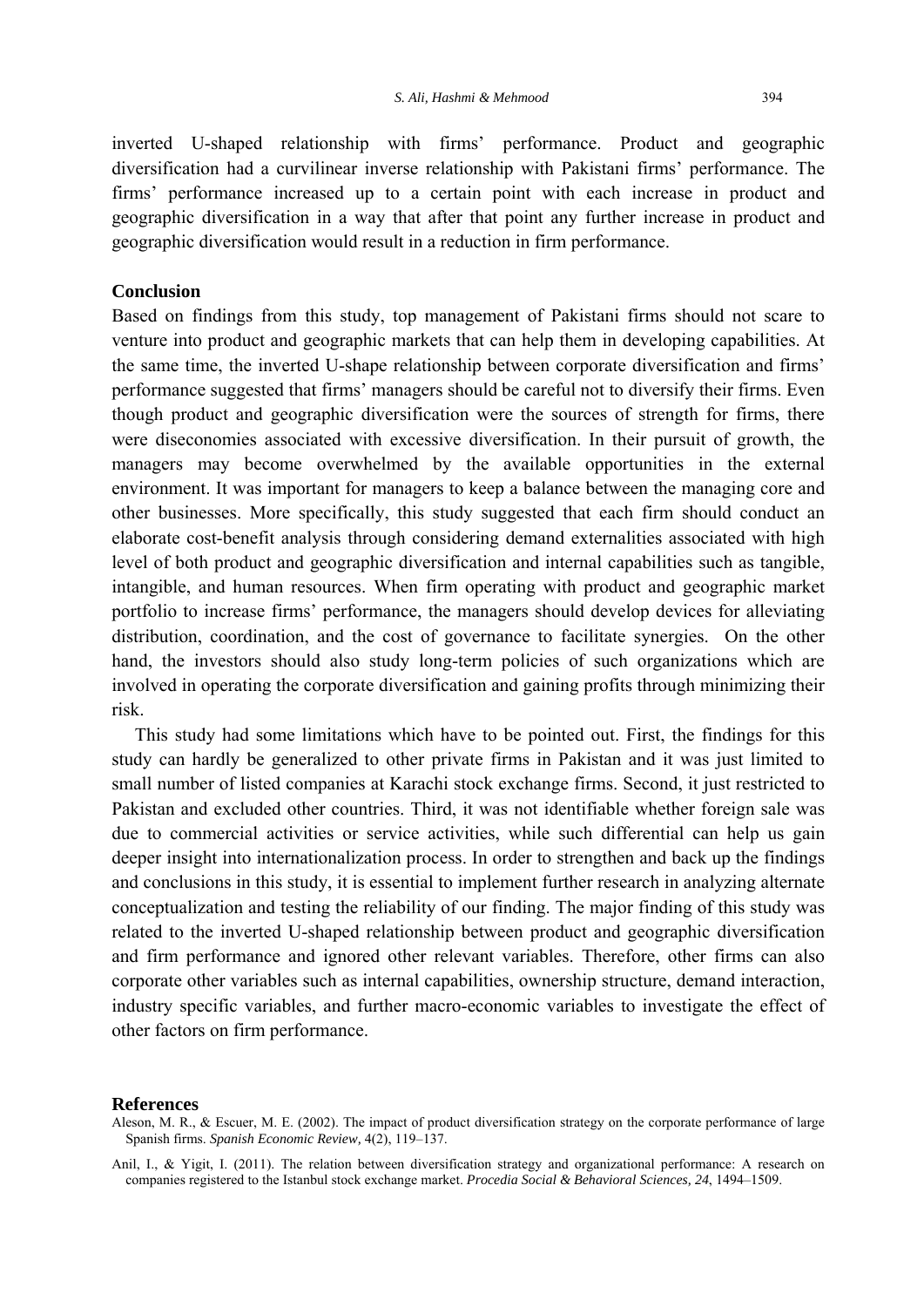inverted U-shaped relationship with firms' performance. Product and geographic diversification had a curvilinear inverse relationship with Pakistani firms' performance. The firms' performance increased up to a certain point with each increase in product and geographic diversification in a way that after that point any further increase in product and geographic diversification would result in a reduction in firm performance.

## Conclusion

Based on findings from this study, top management of Pakistani firms should not scare to venture into product and geographic markets that can help them in developing capabilities. At the same time, the inverted U-shape relationship between corporate diversification and firms' performance suggested that firms' managers should be careful not to diversify their firms. Even though product and geographic diversification were the sources of strength for firms, there were diseconomies associated with excessive diversification. In their pursuit of growth, the managers may become overwhelmed by the available opportunities in the external environment. It was important for managers to keep a balance between the managing core and other businesses. More specifically, this study suggested that each firm should conduct an elaborate cost-benefit analysis through considering demand externalities associated with high level of both product and geographic diversification and internal capabilities such as tangible, intangible, and human resources. When firm operating with product and geographic market portfolio to increase firms' performance, the managers should develop devices for alleviating distribution, coordination, and the cost of governance to facilitate synergies. On the other hand, the investors should also study long-term policies of such organizations which are involved in operating the corporate diversification and gaining profits through minimizing their risk.

This study had some limitations which have to be pointed out. First, the findings for this study can hardly be generalized to other private firms in Pakistan and it was just limited to small number of listed companies at Karachi stock exchange firms. Second, it just restricted to Pakistan and excluded other countries. Third, it was not identifiable whether foreign sale was due to commercial activities or service activities, while such differential can help us gain deeper insight into internationalization process. In order to strengthen and back up the findings and conclusions in this study, it is essential to implement further research in analyzing alternate conceptualization and testing the reliability of our finding. The major finding of this study was related to the inverted U-shaped relationship between product and geographic diversification and firm performance and ignored other relevant variables. Therefore, other firms can also corporate other variables such as internal capabilities, ownership structure, demand interaction, industry specific variables, and further macro-economic variables to investigate the effect of other factors on firm performance.

## References

Aleson, M. R., & Escuer, M. E. (2002). The impact of product diversification strategy on the corporate performance of large Spanish firms. *Spanish Economic Review,* 4(2), 119–137.

Anil, I., & Yigit, I. (2011). The relation between diversification strategy and organizational performance: A research on companies registered to the Istanbul stock exchange market. *Procedia Social & Behavioral Sciences, 24*, 1494–1509.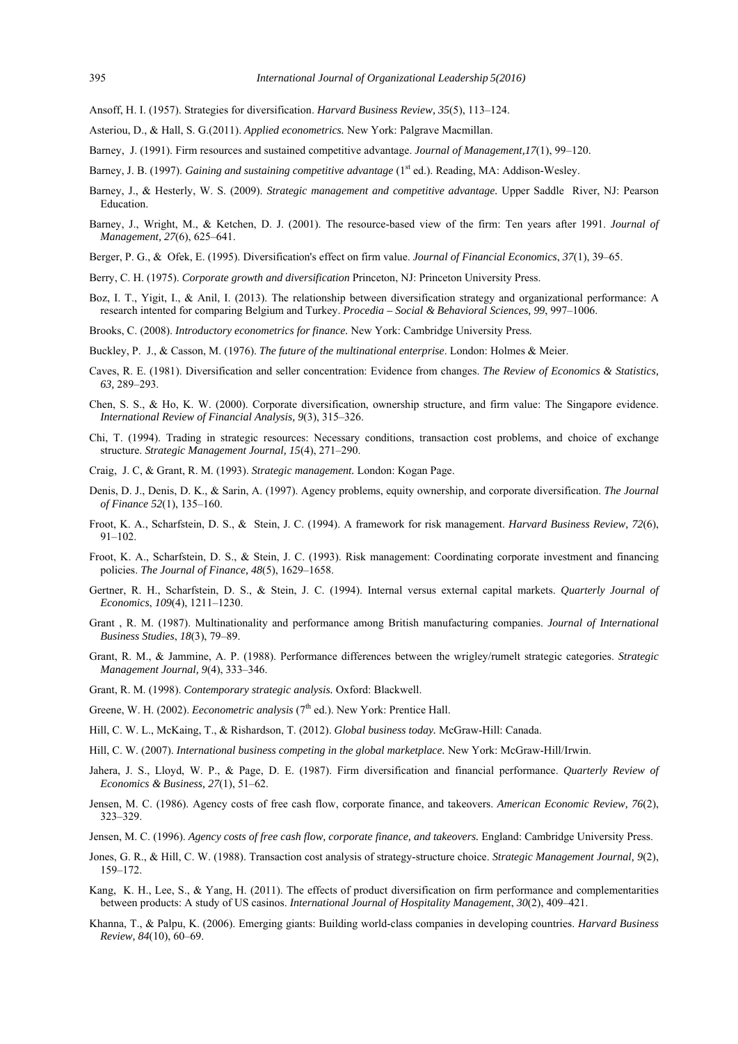Ansoff, H. I. (1957). Strategies for diversification. *Harvard Business Review, 35*(5), 113–124.

Asteriou, D., & Hall, S. G.(2011). *Applied econometrics.* New York: Palgrave Macmillan.

Barney, J. (1991). Firm resources and sustained competitive advantage. *Journal of Management,17*(1), 99–120.

Barney, J. B. (1997). *Gaining and sustaining competitive advantage* (1st ed.). Reading, MA: Addison-Wesley.

Barney, J., & Hesterly, W. S. (2009). *Strategic management and competitive advantage.* Upper Saddle River, NJ: Pearson Education.

Barney, J., Wright, M., & Ketchen, D. J. (2001). The resource-based view of the firm: Ten years after 1991. *Journal of Management, 27*(6), 625–641.

Berger, P. G., & Ofek, E. (1995). Diversification's effect on firm value. *Journal of Financial Economics*, *37*(1), 39–65.

Berry, C. H. (1975). *Corporate growth and diversification* Princeton, NJ: Princeton University Press.

Boz, I. T., Yigit, I., & Anil, I. (2013). The relationship between diversification strategy and organizational performance: A research intented for comparing Belgium and Turkey. *Procedia – Social & Behavioral Sciences, 99*, 997–1006.

Brooks, C. (2008). *Introductory econometrics for finance.* New York: Cambridge University Press.

Buckley, P. J., & Casson, M. (1976). *The future of the multinational enterprise*. London: Holmes & Meier.

Caves, R. E. (1981). Diversification and seller concentration: Evidence from changes. *The Review of Economics & Statistics, 63,* 289–293.

Chen, S. S., & Ho, K. W. (2000). Corporate diversification, ownership structure, and firm value: The Singapore evidence. *International Review of Financial Analysis, 9*(3), 315–326.

Chi, T. (1994). Trading in strategic resources: Necessary conditions, transaction cost problems, and choice of exchange structure. *Strategic Management Journal, 15*(4), 271–290.

Craig, J. C, & Grant, R. M. (1993). *Strategic management.* London: Kogan Page.

Denis, D. J., Denis, D. K., & Sarin, A. (1997). Agency problems, equity ownership, and corporate diversification. *The Journal of Finance 52*(1), 135–160.

Froot, K. A., Scharfstein, D. S., & Stein, J. C. (1994). A framework for risk management. *Harvard Business Review, 72*(6), 91–102.

Froot, K. A., Scharfstein, D. S., & Stein, J. C. (1993). Risk management: Coordinating corporate investment and financing policies. *The Journal of Finance, 48*(5), 1629–1658.

Gertner, R. H., Scharfstein, D. S., & Stein, J. C. (1994). Internal versus external capital markets. *Quarterly Journal of Economics*, *109*(4), 1211–1230.

Grant , R. M. (1987). Multinationality and performance among British manufacturing companies. *Journal of International Business Studies*, *18*(3), 79–89.

Grant, R. M., & Jammine, A. P. (1988). Performance differences between the wrigley/rumelt strategic categories. *Strategic Management Journal, 9*(4), 333–346.

Grant, R. M. (1998). *Contemporary strategic analysis.* Oxford: Blackwell.

Greene, W. H. (2002). *Eeconometric analysis* (7th ed.). New York: Prentice Hall.

Hill, C. W. L., McKaing, T., & Rishardson, T. (2012). *Global business today.* McGraw-Hill: Canada.

Hill, C. W. (2007). *International business competing in the global marketplace.* New York: McGraw-Hill/Irwin.

Jahera, J. S., Lloyd, W. P., & Page, D. E. (1987). Firm diversification and financial performance. *Quarterly Review of Economics & Business, 27*(1), 51–62.

Jensen, M. C. (1986). Agency costs of free cash flow, corporate finance, and takeovers. *American Economic Review, 76*(2), 323–329.

Jensen, M. C. (1996). *Agency costs of free cash flow, corporate finance, and takeovers.* England: Cambridge University Press.

Jones, G. R., & Hill, C. W. (1988). Transaction cost analysis of strategy-structure choice. *Strategic Management Journal, 9*(2), 159–172.

Kang, K. H., Lee, S., & Yang, H. (2011). The effects of product diversification on firm performance and complementarities between products: A study of US casinos. *International Journal of Hospitality Management*, *30*(2), 409–421.

Khanna, T., & Palpu, K. (2006). Emerging giants: Building world-class companies in developing countries. *Harvard Business Review, 84*(10), 60–69.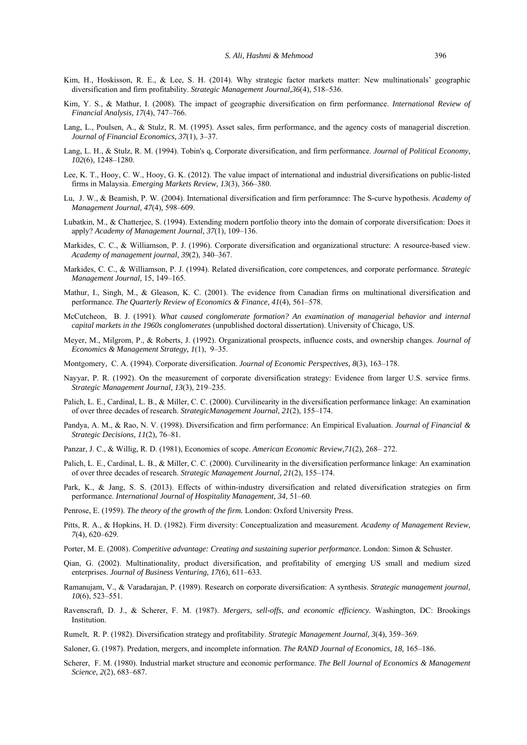Kim, H., Hoskisson, R. E., & Lee, S. H. (2014). Why strategic factor markets matter: New multinationals' geographic diversification and firm profitability. *Strategic Management Journal,36*(4), 518–536.

Kim, Y. S., & Mathur, I. (2008). The impact of geographic diversification on firm performance. *International Review of Financial Analysis, 17*(4), 747–766.

Lang, L., Poulsen, A., & Stulz, R. M. (1995). Asset sales, firm performance, and the agency costs of managerial discretion. *Journal of Financial Economics, 37*(1), 3–37.

Lang, L. H., & Stulz, R. M. (1994). Tobin's q, Corporate diversification, and firm performance. *Journal of Political Economy, 102*(6), 1248–1280.

Lee, K. T., Hooy, C. W., Hooy, G. K. (2012). The value impact of international and industrial diversifications on public-listed firms in Malaysia. *Emerging Markets Review, 13*(3), 366–380.

Lu, J. W., & Beamish, P. W. (2004). International diversification and firm perforamnce: The S-curve hypothesis. *Academy of Management Journal, 47*(4)*,* 598–609.

Lubatkin, M., & Chatterjee, S. (1994). Extending modern portfolio theory into the domain of corporate diversification: Does it apply? *Academy of Management Journal, 37*(1), 109–136.

Markides, C. C., & Williamson, P. J. (1996). Corporate diversification and organizational structure: A resource-based view. *Academy of management journal, 39*(2), 340–367.

Markides, C. C., & Williamson, P. J. (1994). Related diversification, core competences, and corporate performance. *Strategic Management Journal,* 15, 149–165.

Mathur, I., Singh, M., & Gleason, K. C. (2001). The evidence from Canadian firms on multinational diversification and performance. *The Quarterly Review of Economics & Finance, 41*(4), 561–578.

McCutcheon, B. J. (1991). *What caused conglomerate formation? An examination of managerial behavior and internal capital markets in the 1960s conglomerates* (unpublished doctoral dissertation). University of Chicago, US.

Meyer, M., Milgrom, P., & Roberts, J. (1992). Organizational prospects, influence costs, and ownership changes. *Journal of Economics & Management Strategy, 1*(1), 9–35.

Montgomery, C. A. (1994). Corporate diversification. *Journal of Economic Perspectives, 8*(3), 163–178.

Nayyar, P. R. (1992). On the measurement of corporate diversification strategy: Evidence from larger U.S. service firms. *Strategic Management Journal, 13*(3), 219–235.

Palich, L. E., Cardinal, L. B., & Miller, C. C. (2000). Curvilinearity in the diversification performance linkage: An examination of over three decades of research. *StrategicManagement Journal, 21*(2), 155–174.

Pandya, A. M., & Rao, N. V. (1998). Diversification and firm performance: An Empirical Evaluation. *Journal of Financial & Strategic Decisions, 11*(2), 76–81.

Panzar, J. C., & Willig, R. D. (1981), Economies of scope. *American Economic Review,71*(2), 268– 272.

Palich, L. E., Cardinal, L. B., & Miller, C. C. (2000). Curvilinearity in the diversification performance linkage: An examination of over three decades of research. *Strategic Management Journal, 21*(2), 155–174.

Park, K., & Jang, S. S. (2013). Effects of within-industry diversification and related diversification strategies on firm performance. *International Journal of Hospitality Management, 34*, 51–60.

Penrose, E. (1959). *The theory of the growth of the firm.* London: Oxford University Press.

Pitts, R. A., & Hopkins, H. D. (1982). Firm diversity: Conceptualization and measurement. *Academy of Management Review, 7*(4), 620–629.

Porter, M. E. (2008). *Competitive advantage: Creating and sustaining superior performance.* London: Simon & Schuster.

Qian, G. (2002). Multinationality, product diversification, and profitability of emerging US small and medium sized enterprises. *Journal of Business Venturing, 17*(6), 611–633.

Ramanujam, V., & Varadarajan, P. (1989). Research on corporate diversification: A synthesis. *Strategic management journal, 10*(6), 523–551.

Ravenscraft, D. J., & Scherer, F. M. (1987). *Mergers, sell-offs, and economic efficiency.* Washington, DC: Brookings Institution.

Rumelt, R. P. (1982). Diversification strategy and profitability. *Strategic Management Journal, 3*(4), 359–369.

Saloner, G. (1987). Predation, mergers, and incomplete information. *The RAND Journal of Economics, 18,* 165–186.

Scherer, F. M. (1980). Industrial market structure and economic performance. *The Bell Journal of Economics & Management Science, 2*(2), 683–687.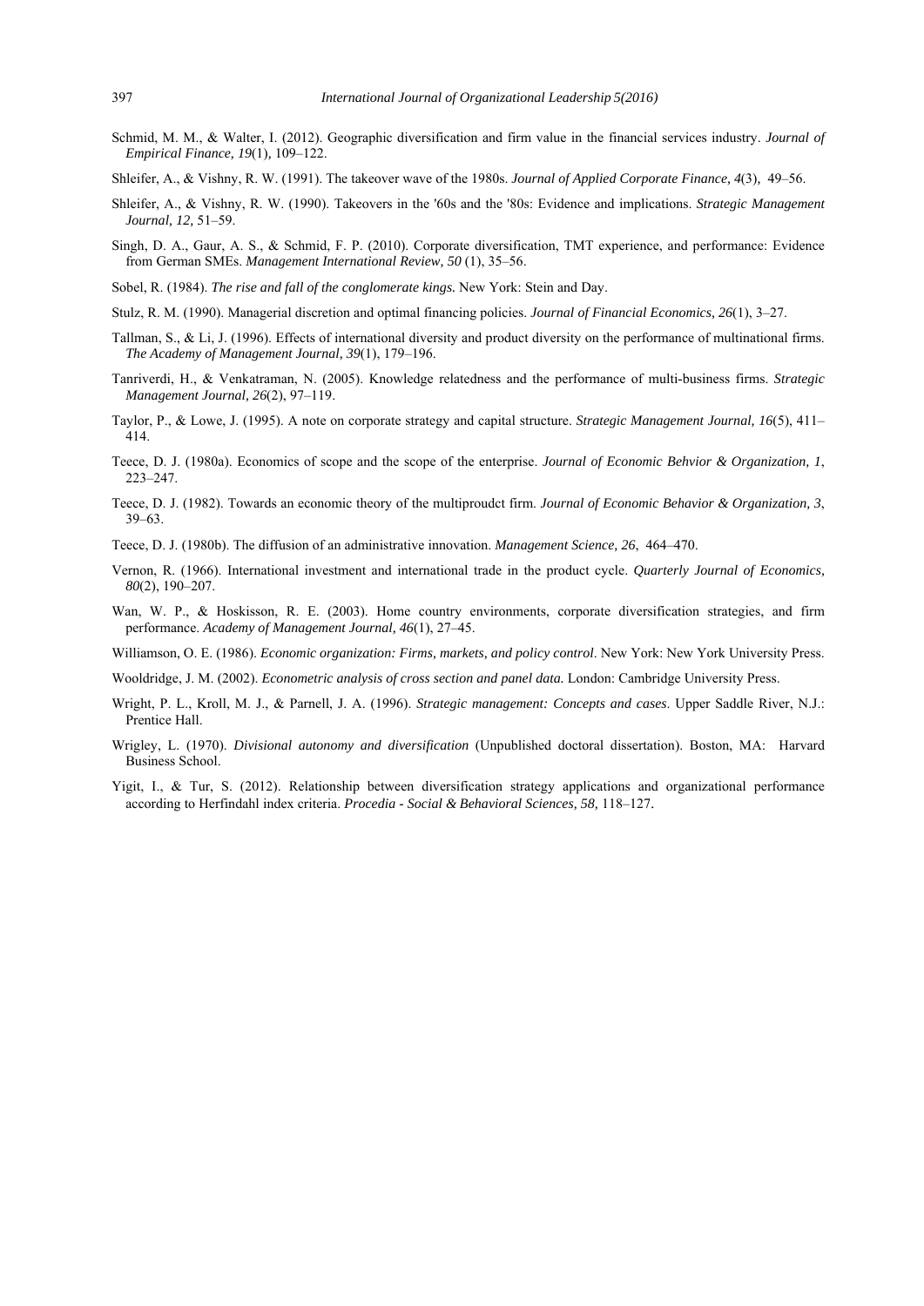Schmid, M. M., & Walter, I. (2012). Geographic diversification and firm value in the financial services industry. *Journal of Empirical Finance, 19*(1), 109–122.

Shleifer, A., & Vishny, R. W. (1991). The takeover wave of the 1980s. *Journal of Applied Corporate Finance, 4*(3), 49–56.

Shleifer, A., & Vishny, R. W. (1990). Takeovers in the '60s and the '80s: Evidence and implications. *Strategic Management Journal, 12,* 51–59.

Singh, D. A., Gaur, A. S., & Schmid, F. P. (2010). Corporate diversification, TMT experience, and performance: Evidence from German SMEs. *Management International Review, 50* (1), 35–56.

Sobel, R. (1984). *The rise and fall of the conglomerate kings.* New York: Stein and Day.

Stulz, R. M. (1990). Managerial discretion and optimal financing policies. *Journal of Financial Economics, 26*(1), 3–27.

Tallman, S., & Li, J. (1996). Effects of international diversity and product diversity on the performance of multinational firms. *The Academy of Management Journal, 39*(1), 179–196.

Tanriverdi, H., & Venkatraman, N. (2005). Knowledge relatedness and the performance of multi-business firms. *Strategic Management Journal, 26*(2), 97–119.

Taylor, P., & Lowe, J. (1995). A note on corporate strategy and capital structure. *Strategic Management Journal, 16*(5), 411–414.

Teece, D. J. (1980a). Economics of scope and the scope of the enterprise. *Journal of Economic Behvior & Organization, 1*, 223–247.

Teece, D. J. (1982). Towards an economic theory of the multiproudct firm. *Journal of Economic Behavior & Organization, 3*, 39–63.

Teece, D. J. (1980b). The diffusion of an administrative innovation. *Management Science, 26*, 464–470.

Vernon, R. (1966). International investment and international trade in the product cycle. *Quarterly Journal of Economics, 80*(2), 190–207.

Wan, W. P., & Hoskisson, R. E. (2003). Home country environments, corporate diversification strategies, and firm performance. *Academy of Management Journal, 46*(1), 27–45.

Williamson, O. E. (1986). *Economic organization: Firms, markets, and policy control*. New York: New York University Press.

Wooldridge, J. M. (2002). *Econometric analysis of cross section and panel data.* London: Cambridge University Press.

Wright, P. L., Kroll, M. J., & Parnell, J. A. (1996). *Strategic management: Concepts and cases*. Upper Saddle River, N.J.: Prentice Hall.

Wrigley, L. (1970). *Divisional autonomy and diversification* (Unpublished doctoral dissertation). Boston, MA: Harvard Business School.

Yigit, I., & Tur, S. (2012). Relationship between diversification strategy applications and organizational performance according to Herfindahl index criteria. *Procedia - Social & Behavioral Sciences, 58,* 118–127.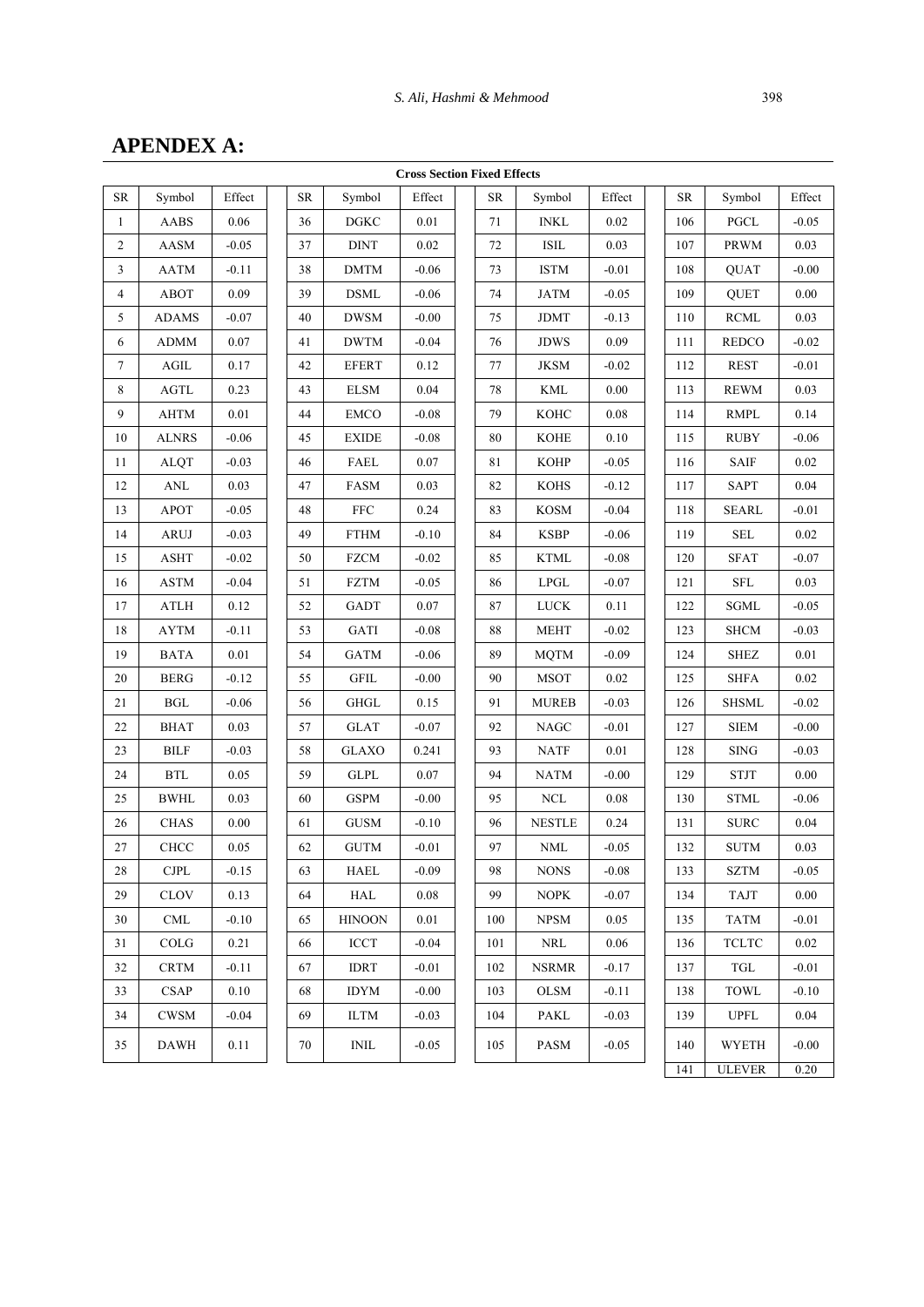# APENDEX A:

**Cross Section Fixed Effects**

| SR | Symbol | Effect | SR | Symbol | Effect | SR | Symbol | Effect | SR | Symbol | Effect |
|---|---|---|---|---|---|---|---|---|---|---|---|
| 1 | AABS | 0.06 | 36 | DGKC | 0.01 | 71 | INKL | 0.02 | 106 | PGCL | -0.05 |
| 2 | AASM | -0.05 | 37 | DINT | 0.02 | 72 | ISIL | 0.03 | 107 | PRWM | 0.03 |
| 3 | AATM | -0.11 | 38 | DMTM | -0.06 | 73 | ISTM | -0.01 | 108 | QUAT | -0.00 |
| 4 | ABOT | 0.09 | 39 | DSML | -0.06 | 74 | JATM | -0.05 | 109 | QUET | 0.00 |
| 5 | ADAMS | -0.07 | 40 | DWSM | -0.00 | 75 | JDMT | -0.13 | 110 | RCML | 0.03 |
| 6 | ADMM | 0.07 | 41 | DWTM | -0.04 | 76 | JDWS | 0.09 | 111 | REDCO | -0.02 |
| 7 | AGIL | 0.17 | 42 | EFERT | 0.12 | 77 | JKSM | -0.02 | 112 | REST | -0.01 |
| 8 | AGTL | 0.23 | 43 | ELSM | 0.04 | 78 | KML | 0.00 | 113 | REWM | 0.03 |
| 9 | AHTM | 0.01 | 44 | EMCO | -0.08 | 79 | KOHC | 0.08 | 114 | RMPL | 0.14 |
| 10 | ALNRS | -0.06 | 45 | EXIDE | -0.08 | 80 | KOHE | 0.10 | 115 | RUBY | -0.06 |
| 11 | ALQT | -0.03 | 46 | FAEL | 0.07 | 81 | KOHP | -0.05 | 116 | SAIF | 0.02 |
| 12 | ANL | 0.03 | 47 | FASM | 0.03 | 82 | KOHS | -0.12 | 117 | SAPT | 0.04 |
| 13 | APOT | -0.05 | 48 | FFC | 0.24 | 83 | KOSM | -0.04 | 118 | SEARL | -0.01 |
| 14 | ARUJ | -0.03 | 49 | FTHM | -0.10 | 84 | KSBP | -0.06 | 119 | SEL | 0.02 |
| 15 | ASHT | -0.02 | 50 | FZCM | -0.02 | 85 | KTML | -0.08 | 120 | SFAT | -0.07 |
| 16 | ASTM | -0.04 | 51 | FZTM | -0.05 | 86 | LPGL | -0.07 | 121 | SFL | 0.03 |
| 17 | ATLH | 0.12 | 52 | GADT | 0.07 | 87 | LUCK | 0.11 | 122 | SGML | -0.05 |
| 18 | AYTM | -0.11 | 53 | GATI | -0.08 | 88 | MEHT | -0.02 | 123 | SHCM | -0.03 |
| 19 | BATA | 0.01 | 54 | GATM | -0.06 | 89 | MQTM | -0.09 | 124 | SHEZ | 0.01 |
| 20 | BERG | -0.12 | 55 | GFIL | -0.00 | 90 | MSOT | 0.02 | 125 | SHFA | 0.02 |
| 21 | BGL | -0.06 | 56 | GHGL | 0.15 | 91 | MUREB | -0.03 | 126 | SHSML | -0.02 |
| 22 | BHAT | 0.03 | 57 | GLAT | -0.07 | 92 | NAGC | -0.01 | 127 | SIEM | -0.00 |
| 23 | BILF | -0.03 | 58 | GLAXO | 0.241 | 93 | NATF | 0.01 | 128 | SING | -0.03 |
| 24 | BTL | 0.05 | 59 | GLPL | 0.07 | 94 | NATM | -0.00 | 129 | STJT | 0.00 |
| 25 | BWHL | 0.03 | 60 | GSPM | -0.00 | 95 | NCL | 0.08 | 130 | STML | -0.06 |
| 26 | CHAS | 0.00 | 61 | GUSM | -0.10 | 96 | NESTLE | 0.24 | 131 | SURC | 0.04 |
| 27 | CHCC | 0.05 | 62 | GUTM | -0.01 | 97 | NML | -0.05 | 132 | SUTM | 0.03 |
| 28 | CJPL | -0.15 | 63 | HAEL | -0.09 | 98 | NONS | -0.08 | 133 | SZTM | -0.05 |
| 29 | CLOV | 0.13 | 64 | HAL | 0.08 | 99 | NOPK | -0.07 | 134 | TAJT | 0.00 |
| 30 | CML | -0.10 | 65 | HINOON | 0.01 | 100 | NPSM | 0.05 | 135 | TATM | -0.01 |
| 31 | COLG | 0.21 | 66 | ICCT | -0.04 | 101 | NRL | 0.06 | 136 | TCLTC | 0.02 |
| 32 | CRTM | -0.11 | 67 | IDRT | -0.01 | 102 | NSRMR | -0.17 | 137 | TGL | -0.01 |
| 33 | CSAP | 0.10 | 68 | IDYM | -0.00 | 103 | OLSM | -0.11 | 138 | TOWL | -0.10 |
| 34 | CWSM | -0.04 | 69 | ILTM | -0.03 | 104 | PAKL | -0.03 | 139 | UPFL | 0.04 |
| 35 | DAWH | 0.11 | 70 | INIL | -0.05 | 105 | PASM | -0.05 | 140 | WYETH | -0.00 |
| | | | | | | | | | 141 | ULEVER | 0.20 |